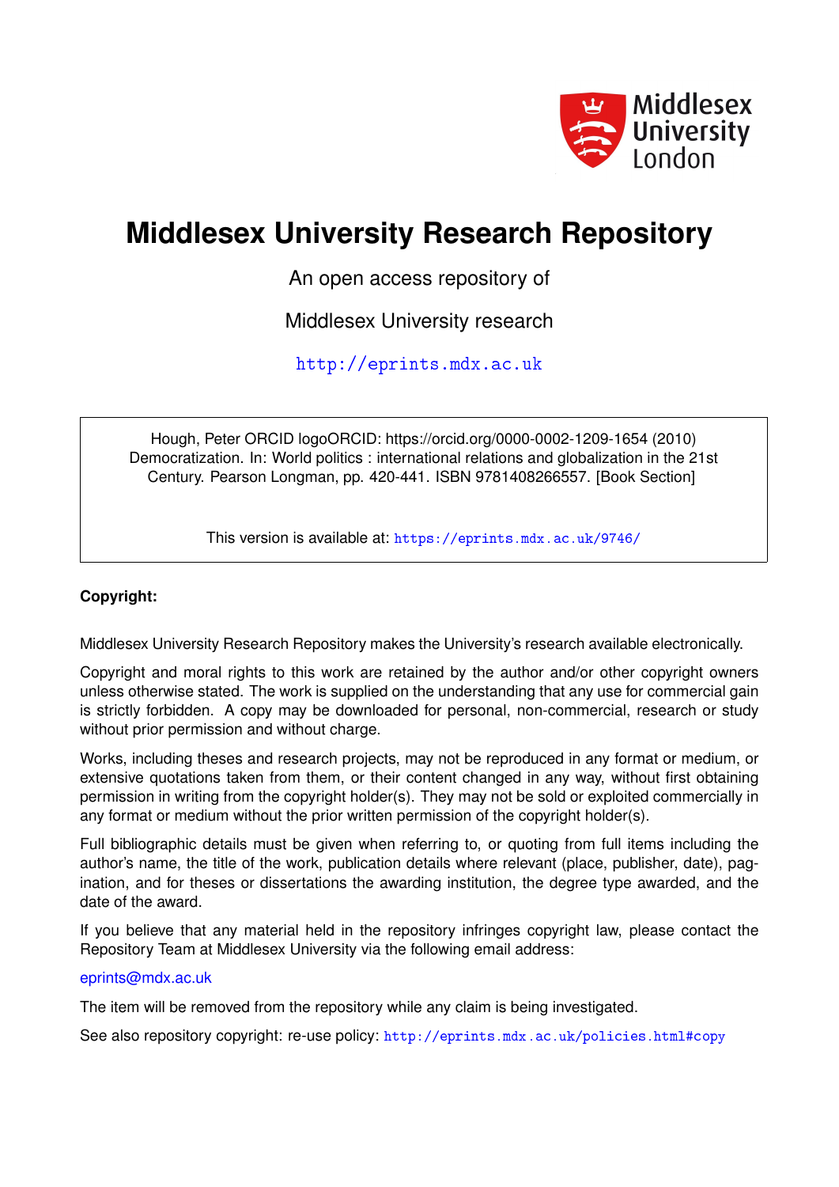Middlesex University London

# Middlesex University Research Repository

An open access repository of

Middlesex University research

http://eprints.mdx.ac.uk

Hough, Peter ORCID logoORCID: https://orcid.org/0000-0002-1209-1654 (2010) Democratization. In: World politics : international relations and globalization in the 21st Century. Pearson Longman, pp. 420-441. ISBN 9781408266557. [Book Section]

This version is available at: https://eprints.mdx.ac.uk/9746/

**Copyright:**

Middlesex University Research Repository makes the University's research available electronically.

Copyright and moral rights to this work are retained by the author and/or other copyright owners unless otherwise stated. The work is supplied on the understanding that any use for commercial gain is strictly forbidden. A copy may be downloaded for personal, non-commercial, research or study without prior permission and without charge.

Works, including theses and research projects, may not be reproduced in any format or medium, or extensive quotations taken from them, or their content changed in any way, without first obtaining permission in writing from the copyright holder(s). They may not be sold or exploited commercially in any format or medium without the prior written permission of the copyright holder(s).

Full bibliographic details must be given when referring to, or quoting from full items including the author's name, the title of the work, publication details where relevant (place, publisher, date), pagination, and for theses or dissertations the awarding institution, the degree type awarded, and the date of the award.

If you believe that any material held in the repository infringes copyright law, please contact the Repository Team at Middlesex University via the following email address:

eprints@mdx.ac.uk

The item will be removed from the repository while any claim is being investigated.

See also repository copyright: re-use policy: http://eprints.mdx.ac.uk/policies.html#copy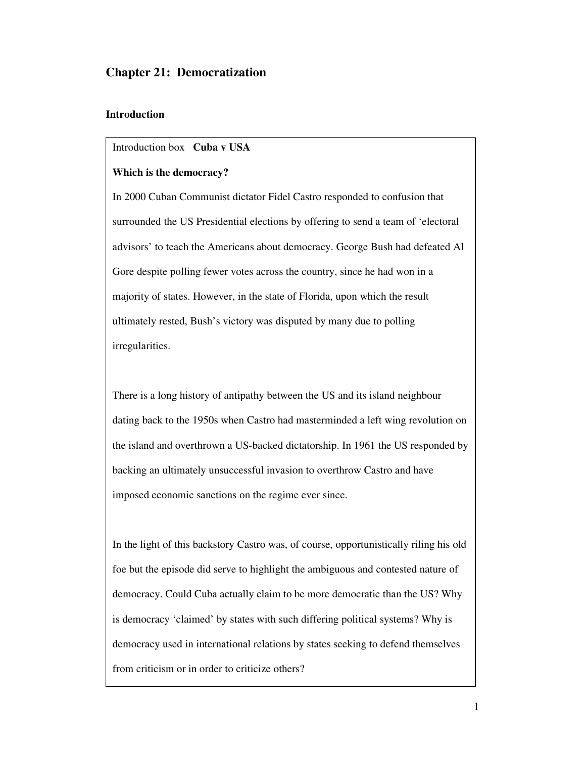# Chapter 21: Democratization

## Introduction

Introduction box **Cuba v USA**

**Which is the democracy?**

In 2000 Cuban Communist dictator Fidel Castro responded to confusion that surrounded the US Presidential elections by offering to send a team of 'electoral advisors' to teach the Americans about democracy. George Bush had defeated Al Gore despite polling fewer votes across the country, since he had won in a majority of states. However, in the state of Florida, upon which the result ultimately rested, Bush's victory was disputed by many due to polling irregularities.

There is a long history of antipathy between the US and its island neighbour dating back to the 1950s when Castro had masterminded a left wing revolution on the island and overthrown a US-backed dictatorship. In 1961 the US responded by backing an ultimately unsuccessful invasion to overthrow Castro and have imposed economic sanctions on the regime ever since.

In the light of this backstory Castro was, of course, opportunistically riling his old foe but the episode did serve to highlight the ambiguous and contested nature of democracy. Could Cuba actually claim to be more democratic than the US? Why is democracy 'claimed' by states with such differing political systems? Why is democracy used in international relations by states seeking to defend themselves from criticism or in order to criticize others?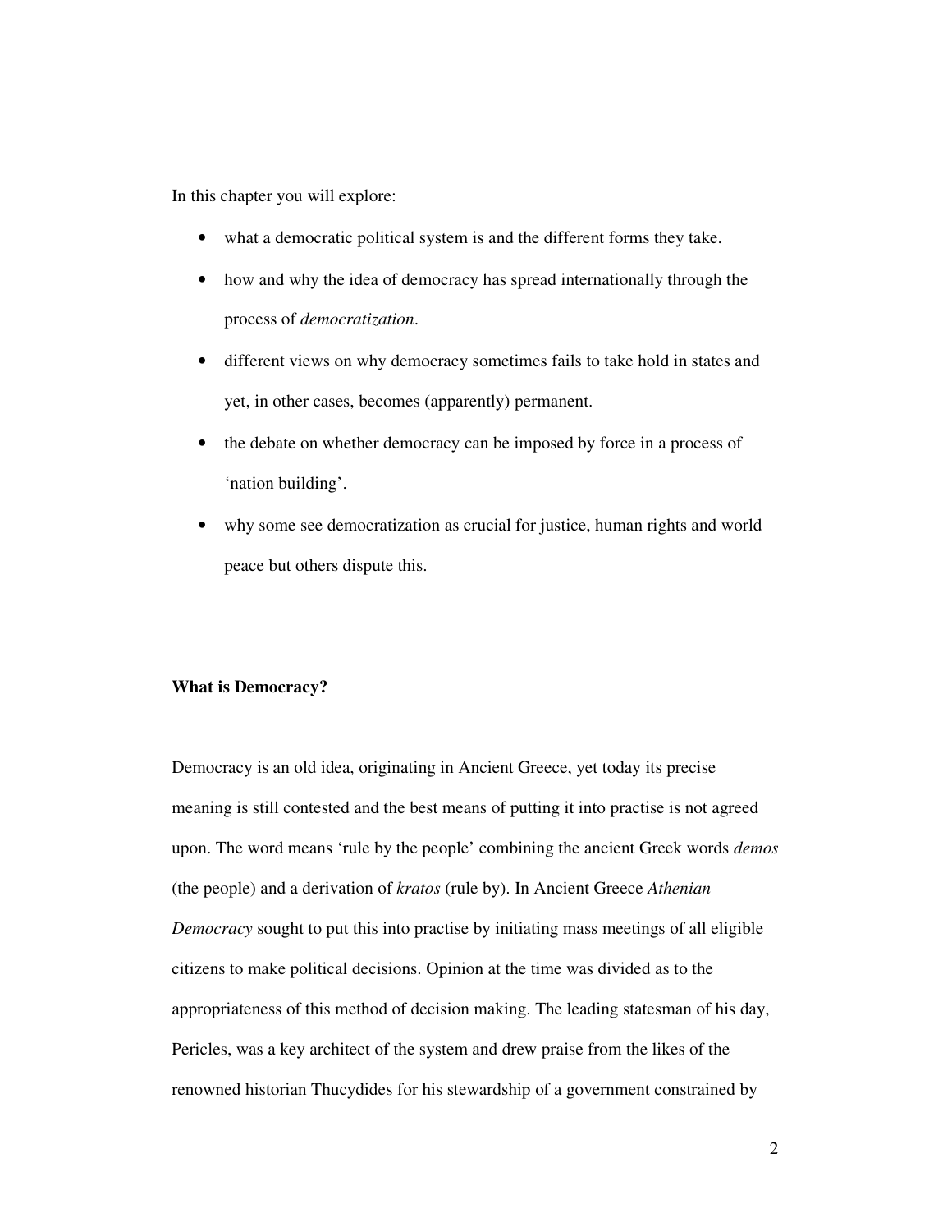In this chapter you will explore:

- what a democratic political system is and the different forms they take.
- how and why the idea of democracy has spread internationally through the process of *democratization*.
- different views on why democracy sometimes fails to take hold in states and yet, in other cases, becomes (apparently) permanent.
- the debate on whether democracy can be imposed by force in a process of 'nation building'.
- why some see democratization as crucial for justice, human rights and world peace but others dispute this.

**What is Democracy?**

Democracy is an old idea, originating in Ancient Greece, yet today its precise meaning is still contested and the best means of putting it into practise is not agreed upon. The word means 'rule by the people' combining the ancient Greek words *demos* (the people) and a derivation of *kratos* (rule by). In Ancient Greece *Athenian Democracy* sought to put this into practise by initiating mass meetings of all eligible citizens to make political decisions. Opinion at the time was divided as to the appropriateness of this method of decision making. The leading statesman of his day, Pericles, was a key architect of the system and drew praise from the likes of the renowned historian Thucydides for his stewardship of a government constrained by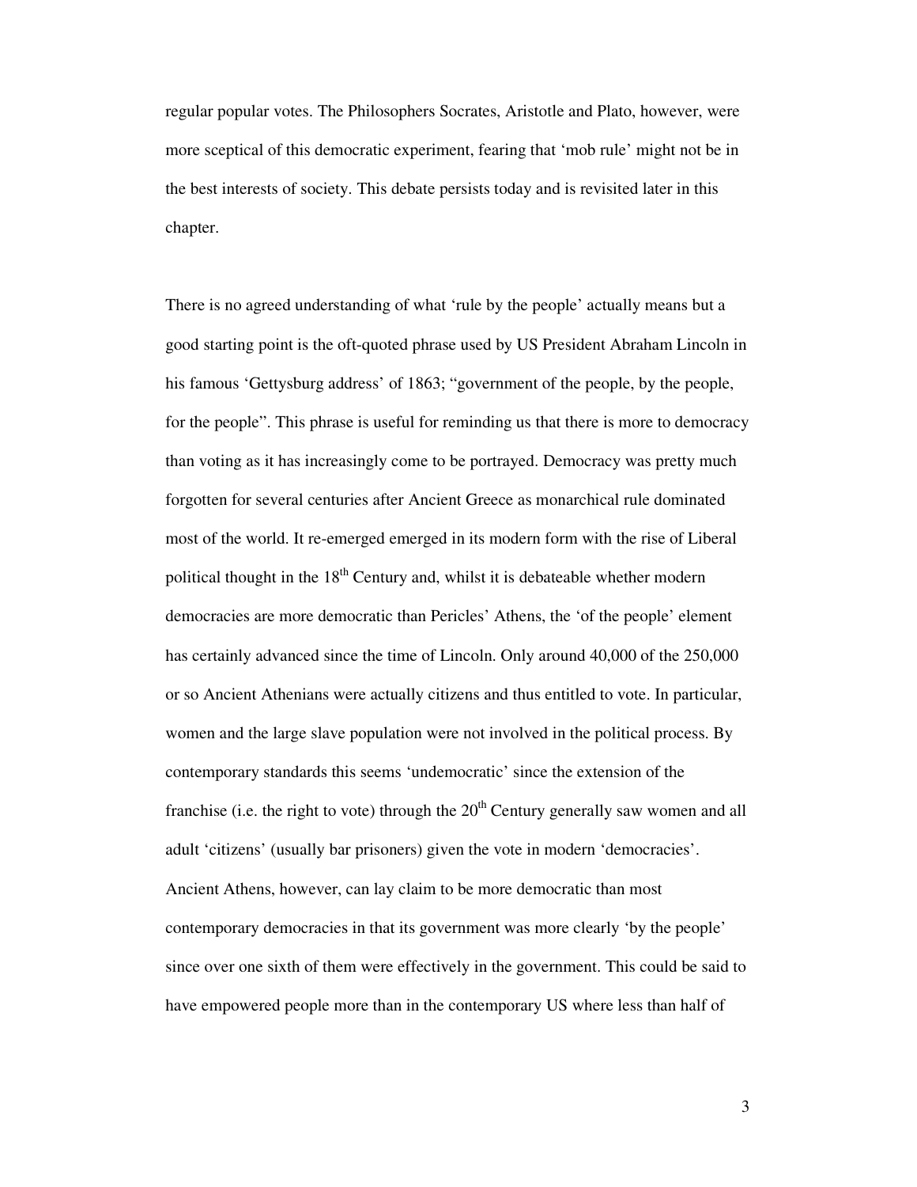regular popular votes. The Philosophers Socrates, Aristotle and Plato, however, were more sceptical of this democratic experiment, fearing that 'mob rule' might not be in the best interests of society. This debate persists today and is revisited later in this chapter.

There is no agreed understanding of what 'rule by the people' actually means but a good starting point is the oft-quoted phrase used by US President Abraham Lincoln in his famous 'Gettysburg address' of 1863; "government of the people, by the people, for the people". This phrase is useful for reminding us that there is more to democracy than voting as it has increasingly come to be portrayed. Democracy was pretty much forgotten for several centuries after Ancient Greece as monarchical rule dominated most of the world. It re-emerged emerged in its modern form with the rise of Liberal political thought in the 18th Century and, whilst it is debateable whether modern democracies are more democratic than Pericles' Athens, the 'of the people' element has certainly advanced since the time of Lincoln. Only around 40,000 of the 250,000 or so Ancient Athenians were actually citizens and thus entitled to vote. In particular, women and the large slave population were not involved in the political process. By contemporary standards this seems 'undemocratic' since the extension of the franchise (i.e. the right to vote) through the 20th Century generally saw women and all adult 'citizens' (usually bar prisoners) given the vote in modern 'democracies'. Ancient Athens, however, can lay claim to be more democratic than most contemporary democracies in that its government was more clearly 'by the people' since over one sixth of them were effectively in the government. This could be said to have empowered people more than in the contemporary US where less than half of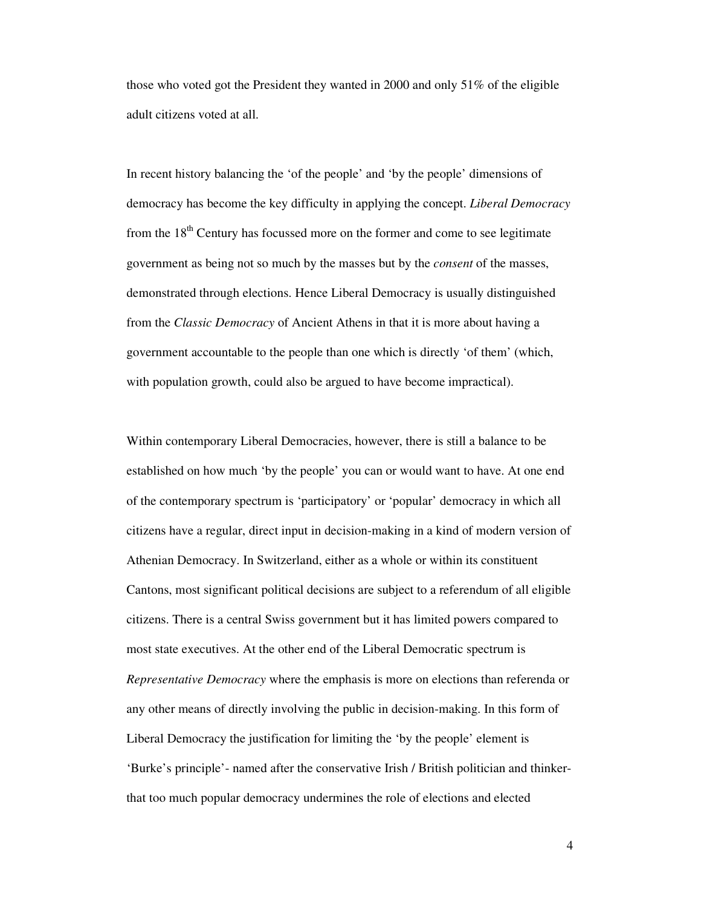those who voted got the President they wanted in 2000 and only 51% of the eligible adult citizens voted at all.

In recent history balancing the 'of the people' and 'by the people' dimensions of democracy has become the key difficulty in applying the concept. *Liberal Democracy* from the 18th Century has focussed more on the former and come to see legitimate government as being not so much by the masses but by the *consent* of the masses, demonstrated through elections. Hence Liberal Democracy is usually distinguished from the *Classic Democracy* of Ancient Athens in that it is more about having a government accountable to the people than one which is directly 'of them' (which, with population growth, could also be argued to have become impractical).

Within contemporary Liberal Democracies, however, there is still a balance to be established on how much 'by the people' you can or would want to have. At one end of the contemporary spectrum is 'participatory' or 'popular' democracy in which all citizens have a regular, direct input in decision-making in a kind of modern version of Athenian Democracy. In Switzerland, either as a whole or within its constituent Cantons, most significant political decisions are subject to a referendum of all eligible citizens. There is a central Swiss government but it has limited powers compared to most state executives. At the other end of the Liberal Democratic spectrum is *Representative Democracy* where the emphasis is more on elections than referenda or any other means of directly involving the public in decision-making. In this form of Liberal Democracy the justification for limiting the 'by the people' element is 'Burke's principle'- named after the conservative Irish / British politician and thinker- that too much popular democracy undermines the role of elections and elected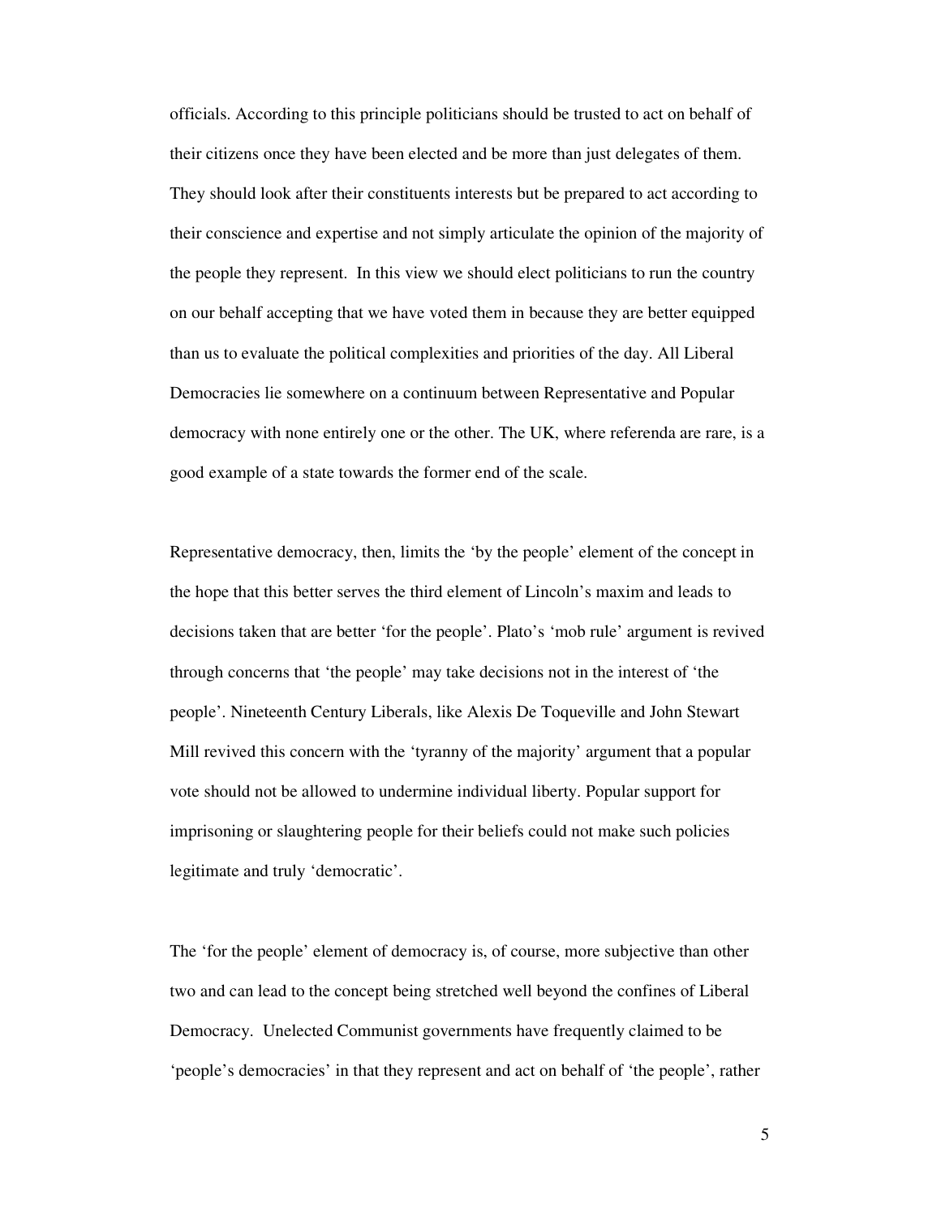officials. According to this principle politicians should be trusted to act on behalf of their citizens once they have been elected and be more than just delegates of them. They should look after their constituents interests but be prepared to act according to their conscience and expertise and not simply articulate the opinion of the majority of the people they represent. In this view we should elect politicians to run the country on our behalf accepting that we have voted them in because they are better equipped than us to evaluate the political complexities and priorities of the day. All Liberal Democracies lie somewhere on a continuum between Representative and Popular democracy with none entirely one or the other. The UK, where referenda are rare, is a good example of a state towards the former end of the scale.

Representative democracy, then, limits the 'by the people' element of the concept in the hope that this better serves the third element of Lincoln's maxim and leads to decisions taken that are better 'for the people'. Plato's 'mob rule' argument is revived through concerns that 'the people' may take decisions not in the interest of 'the people'. Nineteenth Century Liberals, like Alexis De Toqueville and John Stewart Mill revived this concern with the 'tyranny of the majority' argument that a popular vote should not be allowed to undermine individual liberty. Popular support for imprisoning or slaughtering people for their beliefs could not make such policies legitimate and truly 'democratic'.

The 'for the people' element of democracy is, of course, more subjective than other two and can lead to the concept being stretched well beyond the confines of Liberal Democracy. Unelected Communist governments have frequently claimed to be 'people's democracies' in that they represent and act on behalf of 'the people', rather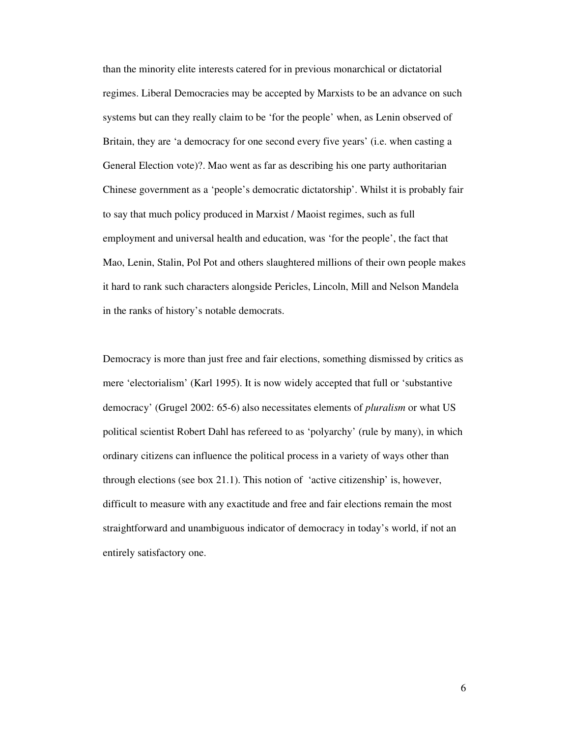than the minority elite interests catered for in previous monarchical or dictatorial regimes. Liberal Democracies may be accepted by Marxists to be an advance on such systems but can they really claim to be 'for the people' when, as Lenin observed of Britain, they are 'a democracy for one second every five years' (i.e. when casting a General Election vote)?. Mao went as far as describing his one party authoritarian Chinese government as a 'people's democratic dictatorship'. Whilst it is probably fair to say that much policy produced in Marxist / Maoist regimes, such as full employment and universal health and education, was 'for the people', the fact that Mao, Lenin, Stalin, Pol Pot and others slaughtered millions of their own people makes it hard to rank such characters alongside Pericles, Lincoln, Mill and Nelson Mandela in the ranks of history's notable democrats.

Democracy is more than just free and fair elections, something dismissed by critics as mere 'electorialism' (Karl 1995). It is now widely accepted that full or 'substantive democracy' (Grugel 2002: 65-6) also necessitates elements of *pluralism* or what US political scientist Robert Dahl has refereed to as 'polyarchy' (rule by many), in which ordinary citizens can influence the political process in a variety of ways other than through elections (see box 21.1). This notion of 'active citizenship' is, however, difficult to measure with any exactitude and free and fair elections remain the most straightforward and unambiguous indicator of democracy in today's world, if not an entirely satisfactory one.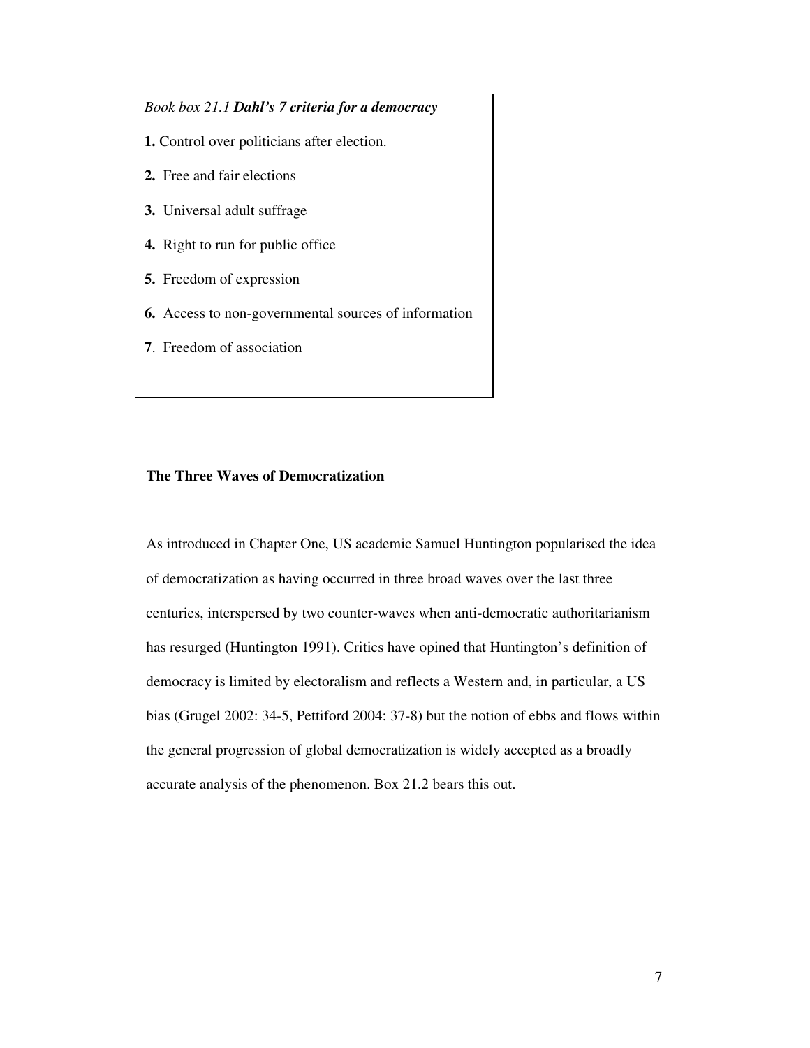*Book box 21.1* ***Dahl's 7 criteria for a democracy***

**1.** Control over politicians after election.

**2.** Free and fair elections

**3.** Universal adult suffrage

**4.** Right to run for public office

**5.** Freedom of expression

**6.** Access to non-governmental sources of information

**7**. Freedom of association

## The Three Waves of Democratization

As introduced in Chapter One, US academic Samuel Huntington popularised the idea of democratization as having occurred in three broad waves over the last three centuries, interspersed by two counter-waves when anti-democratic authoritarianism has resurged (Huntington 1991). Critics have opined that Huntington's definition of democracy is limited by electoralism and reflects a Western and, in particular, a US bias (Grugel 2002: 34-5, Pettiford 2004: 37-8) but the notion of ebbs and flows within the general progression of global democratization is widely accepted as a broadly accurate analysis of the phenomenon. Box 21.2 bears this out.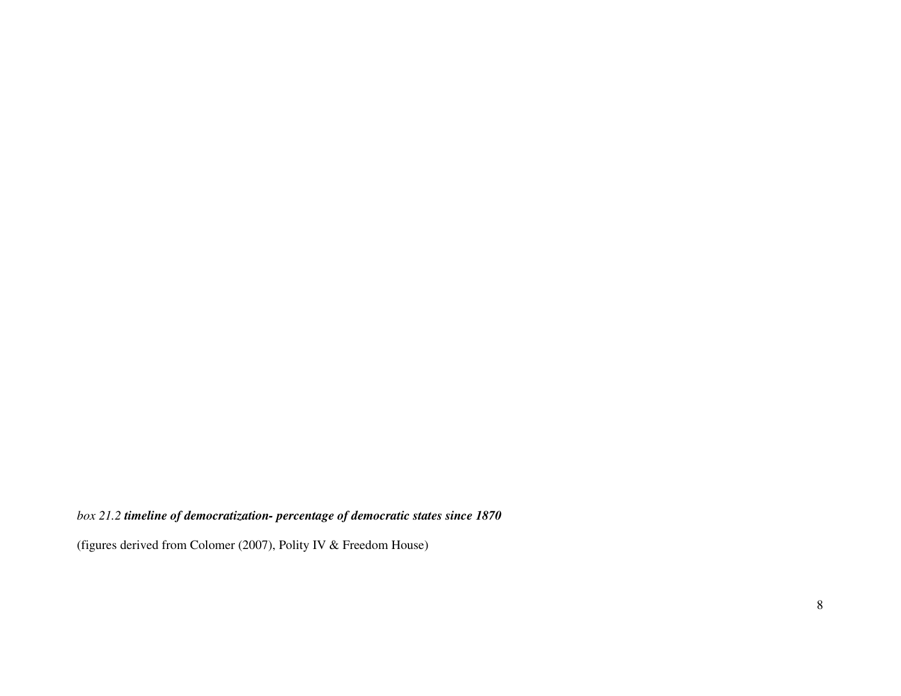*box 21.2* ***timeline of democratization- percentage of democratic states since 1870***

(figures derived from Colomer (2007), Polity IV & Freedom House)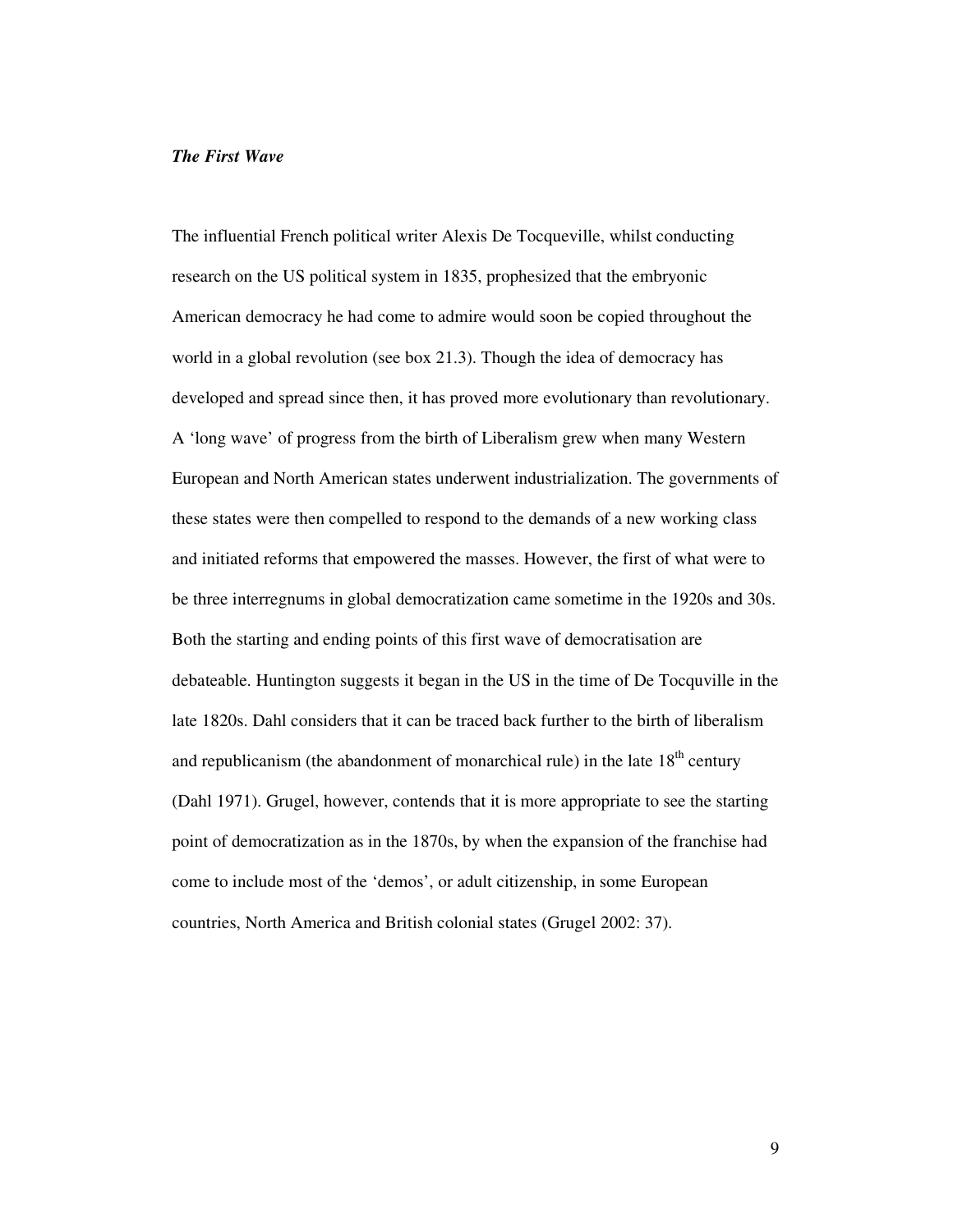### *The First Wave*

The influential French political writer Alexis De Tocqueville, whilst conducting research on the US political system in 1835, prophesized that the embryonic American democracy he had come to admire would soon be copied throughout the world in a global revolution (see box 21.3). Though the idea of democracy has developed and spread since then, it has proved more evolutionary than revolutionary. A 'long wave' of progress from the birth of Liberalism grew when many Western European and North American states underwent industrialization. The governments of these states were then compelled to respond to the demands of a new working class and initiated reforms that empowered the masses. However, the first of what were to be three interregnums in global democratization came sometime in the 1920s and 30s. Both the starting and ending points of this first wave of democratisation are debateable. Huntington suggests it began in the US in the time of De Tocquville in the late 1820s. Dahl considers that it can be traced back further to the birth of liberalism and republicanism (the abandonment of monarchical rule) in the late 18th century (Dahl 1971). Grugel, however, contends that it is more appropriate to see the starting point of democratization as in the 1870s, by when the expansion of the franchise had come to include most of the 'demos', or adult citizenship, in some European countries, North America and British colonial states (Grugel 2002: 37).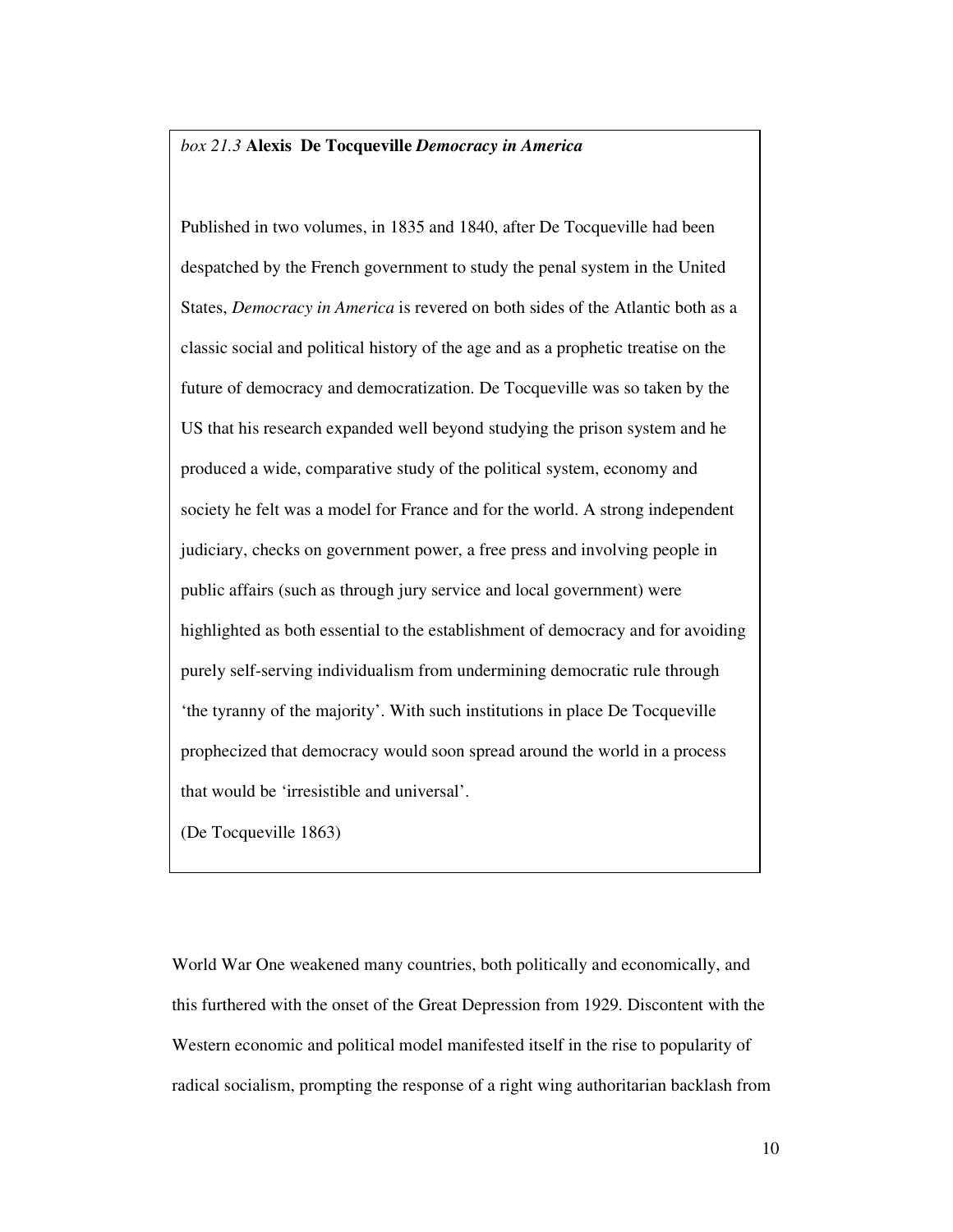*box 21.3* **Alexis De Tocqueville** ***Democracy in America***

Published in two volumes, in 1835 and 1840, after De Tocqueville had been despatched by the French government to study the penal system in the United States, *Democracy in America* is revered on both sides of the Atlantic both as a classic social and political history of the age and as a prophetic treatise on the future of democracy and democratization. De Tocqueville was so taken by the US that his research expanded well beyond studying the prison system and he produced a wide, comparative study of the political system, economy and society he felt was a model for France and for the world. A strong independent judiciary, checks on government power, a free press and involving people in public affairs (such as through jury service and local government) were highlighted as both essential to the establishment of democracy and for avoiding purely self-serving individualism from undermining democratic rule through 'the tyranny of the majority'. With such institutions in place De Tocqueville prophecized that democracy would soon spread around the world in a process that would be 'irresistible and universal'.

(De Tocqueville 1863)

World War One weakened many countries, both politically and economically, and this furthered with the onset of the Great Depression from 1929. Discontent with the Western economic and political model manifested itself in the rise to popularity of radical socialism, prompting the response of a right wing authoritarian backlash from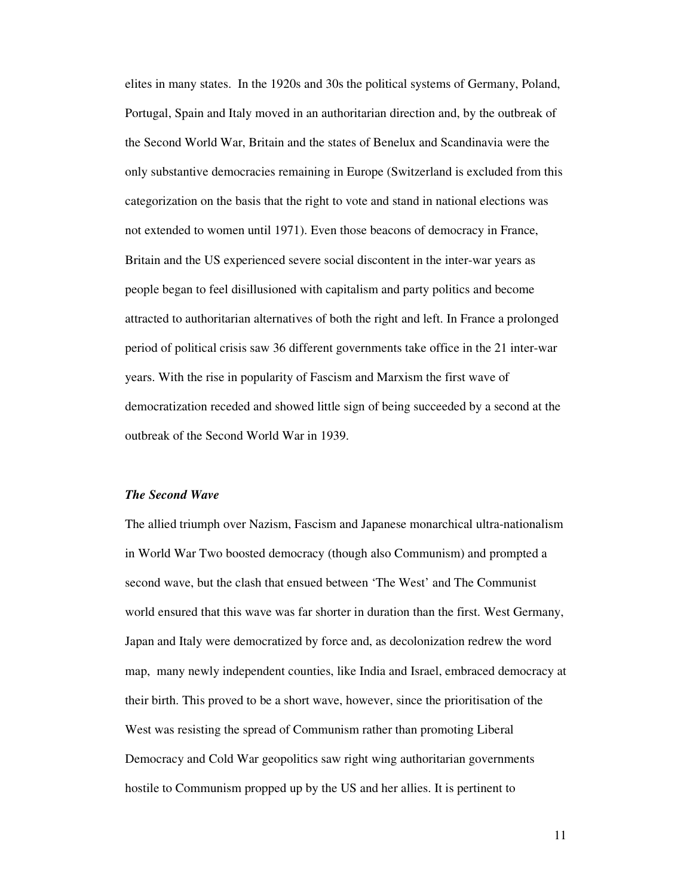elites in many states. In the 1920s and 30s the political systems of Germany, Poland, Portugal, Spain and Italy moved in an authoritarian direction and, by the outbreak of the Second World War, Britain and the states of Benelux and Scandinavia were the only substantive democracies remaining in Europe (Switzerland is excluded from this categorization on the basis that the right to vote and stand in national elections was not extended to women until 1971). Even those beacons of democracy in France, Britain and the US experienced severe social discontent in the inter-war years as people began to feel disillusioned with capitalism and party politics and become attracted to authoritarian alternatives of both the right and left. In France a prolonged period of political crisis saw 36 different governments take office in the 21 inter-war years. With the rise in popularity of Fascism and Marxism the first wave of democratization receded and showed little sign of being succeeded by a second at the outbreak of the Second World War in 1939.

### *The Second Wave*

The allied triumph over Nazism, Fascism and Japanese monarchical ultra-nationalism in World War Two boosted democracy (though also Communism) and prompted a second wave, but the clash that ensued between 'The West' and The Communist world ensured that this wave was far shorter in duration than the first. West Germany, Japan and Italy were democratized by force and, as decolonization redrew the word map, many newly independent counties, like India and Israel, embraced democracy at their birth. This proved to be a short wave, however, since the prioritisation of the West was resisting the spread of Communism rather than promoting Liberal Democracy and Cold War geopolitics saw right wing authoritarian governments hostile to Communism propped up by the US and her allies. It is pertinent to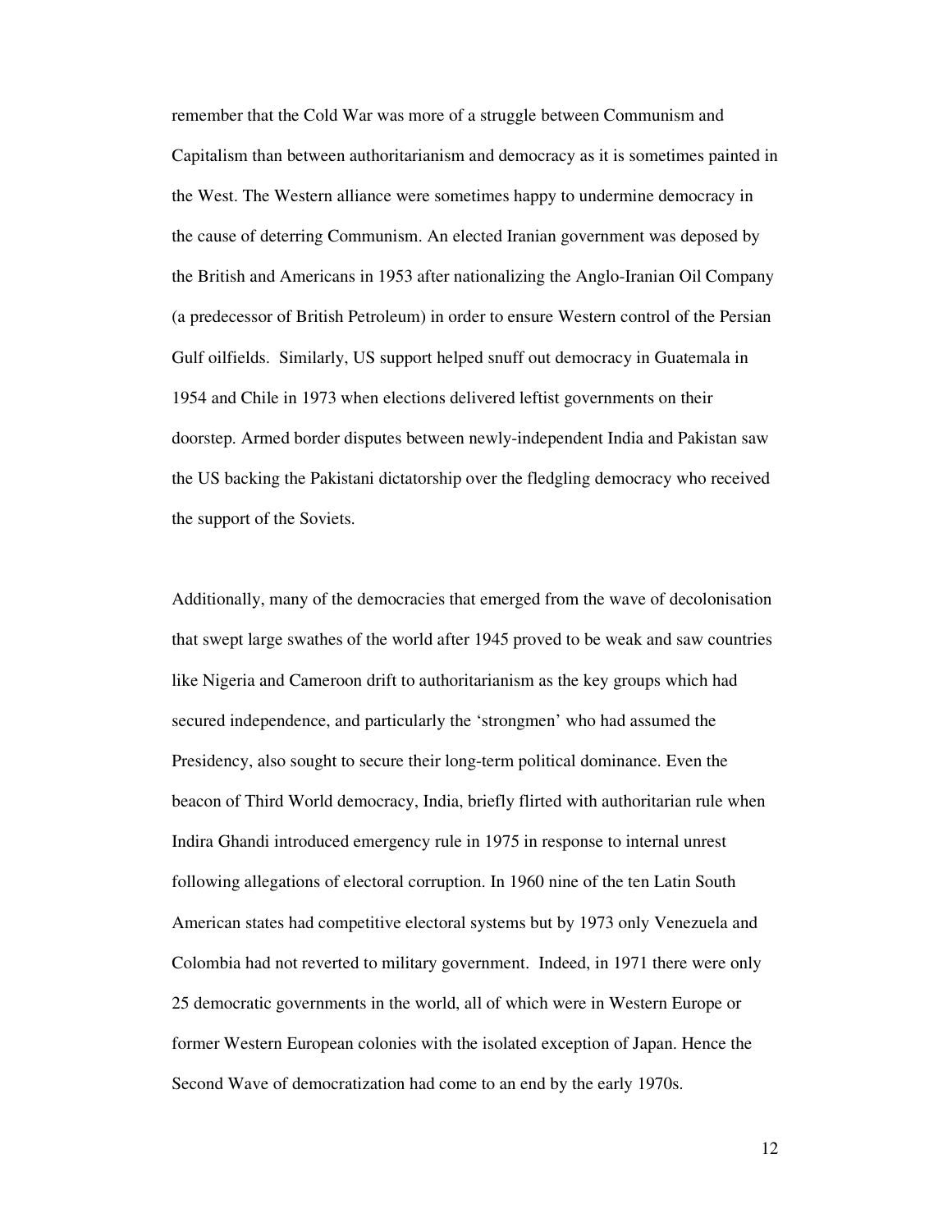remember that the Cold War was more of a struggle between Communism and Capitalism than between authoritarianism and democracy as it is sometimes painted in the West. The Western alliance were sometimes happy to undermine democracy in the cause of deterring Communism. An elected Iranian government was deposed by the British and Americans in 1953 after nationalizing the Anglo-Iranian Oil Company (a predecessor of British Petroleum) in order to ensure Western control of the Persian Gulf oilfields. Similarly, US support helped snuff out democracy in Guatemala in 1954 and Chile in 1973 when elections delivered leftist governments on their doorstep. Armed border disputes between newly-independent India and Pakistan saw the US backing the Pakistani dictatorship over the fledgling democracy who received the support of the Soviets.

Additionally, many of the democracies that emerged from the wave of decolonisation that swept large swathes of the world after 1945 proved to be weak and saw countries like Nigeria and Cameroon drift to authoritarianism as the key groups which had secured independence, and particularly the 'strongmen' who had assumed the Presidency, also sought to secure their long-term political dominance. Even the beacon of Third World democracy, India, briefly flirted with authoritarian rule when Indira Ghandi introduced emergency rule in 1975 in response to internal unrest following allegations of electoral corruption. In 1960 nine of the ten Latin South American states had competitive electoral systems but by 1973 only Venezuela and Colombia had not reverted to military government. Indeed, in 1971 there were only 25 democratic governments in the world, all of which were in Western Europe or former Western European colonies with the isolated exception of Japan. Hence the Second Wave of democratization had come to an end by the early 1970s.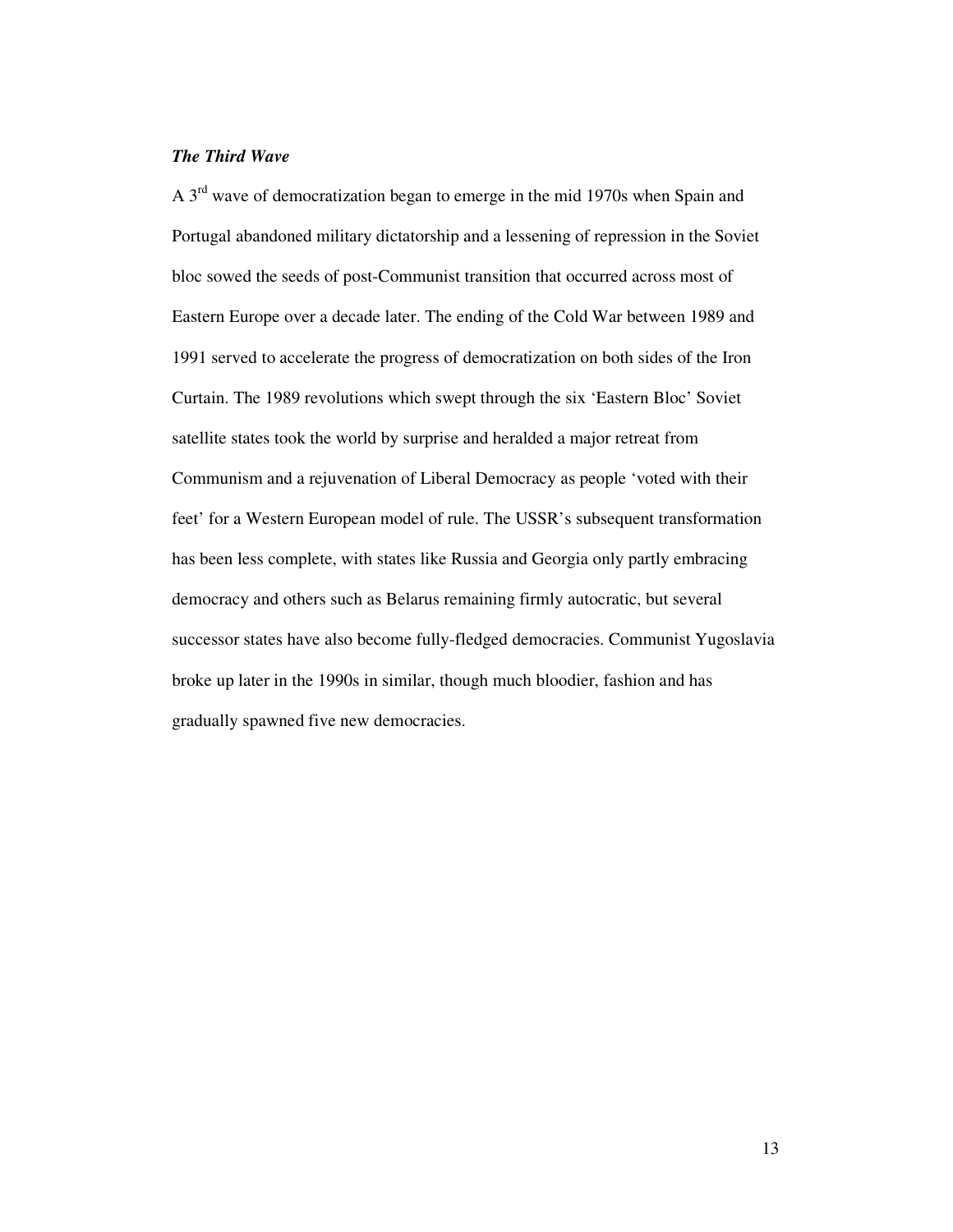***The Third Wave***

A 3rd wave of democratization began to emerge in the mid 1970s when Spain and Portugal abandoned military dictatorship and a lessening of repression in the Soviet bloc sowed the seeds of post-Communist transition that occurred across most of Eastern Europe over a decade later. The ending of the Cold War between 1989 and 1991 served to accelerate the progress of democratization on both sides of the Iron Curtain. The 1989 revolutions which swept through the six 'Eastern Bloc' Soviet satellite states took the world by surprise and heralded a major retreat from Communism and a rejuvenation of Liberal Democracy as people 'voted with their feet' for a Western European model of rule. The USSR's subsequent transformation has been less complete, with states like Russia and Georgia only partly embracing democracy and others such as Belarus remaining firmly autocratic, but several successor states have also become fully-fledged democracies. Communist Yugoslavia broke up later in the 1990s in similar, though much bloodier, fashion and has gradually spawned five new democracies.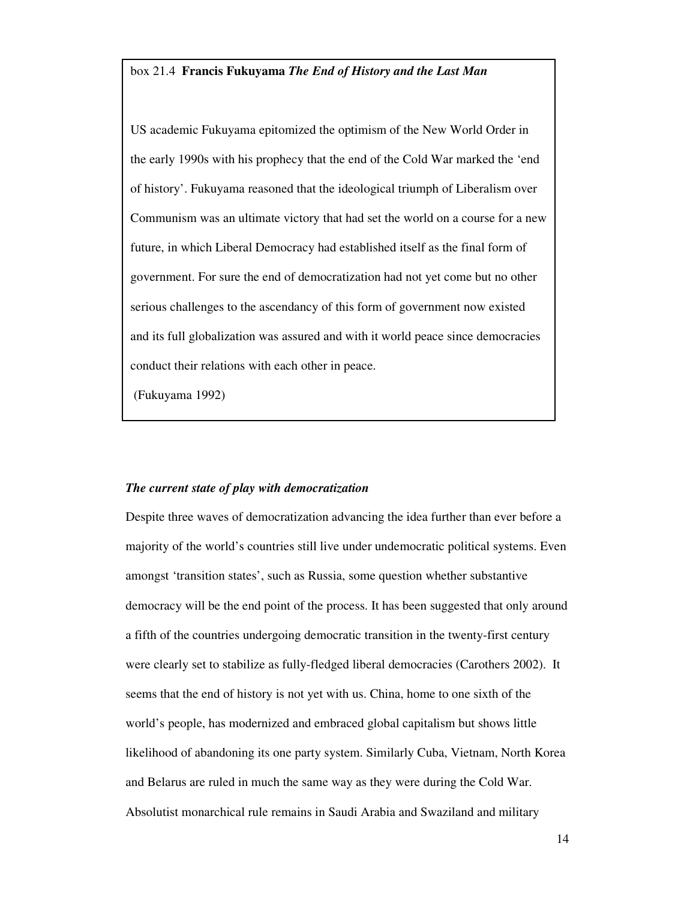box 21.4 **Francis Fukuyama *The End of History and the Last Man***

US academic Fukuyama epitomized the optimism of the New World Order in the early 1990s with his prophecy that the end of the Cold War marked the 'end of history'. Fukuyama reasoned that the ideological triumph of Liberalism over Communism was an ultimate victory that had set the world on a course for a new future, in which Liberal Democracy had established itself as the final form of government. For sure the end of democratization had not yet come but no other serious challenges to the ascendancy of this form of government now existed and its full globalization was assured and with it world peace since democracies conduct their relations with each other in peace.

(Fukuyama 1992)

***The current state of play with democratization***

Despite three waves of democratization advancing the idea further than ever before a majority of the world's countries still live under undemocratic political systems. Even amongst 'transition states', such as Russia, some question whether substantive democracy will be the end point of the process. It has been suggested that only around a fifth of the countries undergoing democratic transition in the twenty-first century were clearly set to stabilize as fully-fledged liberal democracies (Carothers 2002). It seems that the end of history is not yet with us. China, home to one sixth of the world's people, has modernized and embraced global capitalism but shows little likelihood of abandoning its one party system. Similarly Cuba, Vietnam, North Korea and Belarus are ruled in much the same way as they were during the Cold War. Absolutist monarchical rule remains in Saudi Arabia and Swaziland and military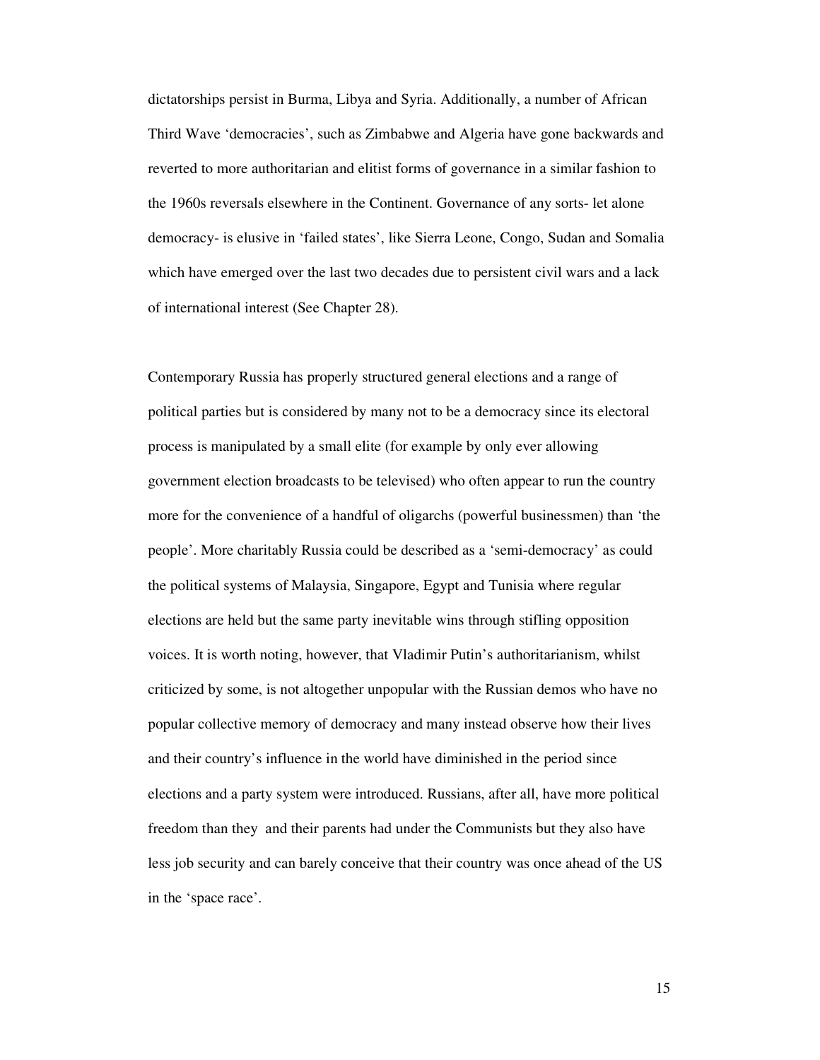dictatorships persist in Burma, Libya and Syria. Additionally, a number of African Third Wave 'democracies', such as Zimbabwe and Algeria have gone backwards and reverted to more authoritarian and elitist forms of governance in a similar fashion to the 1960s reversals elsewhere in the Continent. Governance of any sorts- let alone democracy- is elusive in 'failed states', like Sierra Leone, Congo, Sudan and Somalia which have emerged over the last two decades due to persistent civil wars and a lack of international interest (See Chapter 28).

Contemporary Russia has properly structured general elections and a range of political parties but is considered by many not to be a democracy since its electoral process is manipulated by a small elite (for example by only ever allowing government election broadcasts to be televised) who often appear to run the country more for the convenience of a handful of oligarchs (powerful businessmen) than 'the people'. More charitably Russia could be described as a 'semi-democracy' as could the political systems of Malaysia, Singapore, Egypt and Tunisia where regular elections are held but the same party inevitable wins through stifling opposition voices. It is worth noting, however, that Vladimir Putin's authoritarianism, whilst criticized by some, is not altogether unpopular with the Russian demos who have no popular collective memory of democracy and many instead observe how their lives and their country's influence in the world have diminished in the period since elections and a party system were introduced. Russians, after all, have more political freedom than they and their parents had under the Communists but they also have less job security and can barely conceive that their country was once ahead of the US in the 'space race'.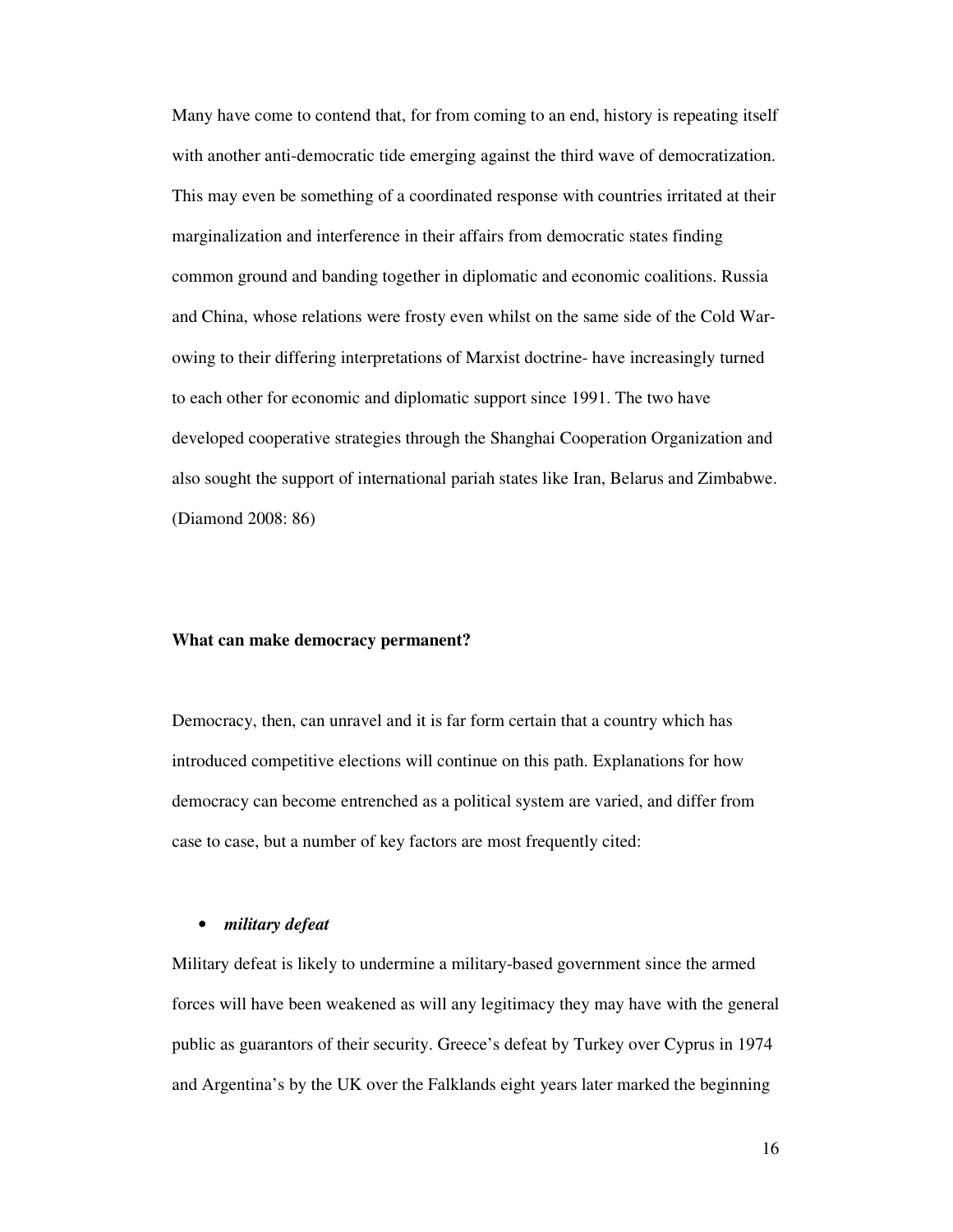Many have come to contend that, for from coming to an end, history is repeating itself with another anti-democratic tide emerging against the third wave of democratization. This may even be something of a coordinated response with countries irritated at their marginalization and interference in their affairs from democratic states finding common ground and banding together in diplomatic and economic coalitions. Russia and China, whose relations were frosty even whilst on the same side of the Cold War- owing to their differing interpretations of Marxist doctrine- have increasingly turned to each other for economic and diplomatic support since 1991. The two have developed cooperative strategies through the Shanghai Cooperation Organization and also sought the support of international pariah states like Iran, Belarus and Zimbabwe. (Diamond 2008: 86)

**What can make democracy permanent?**

Democracy, then, can unravel and it is far form certain that a country which has introduced competitive elections will continue on this path. Explanations for how democracy can become entrenched as a political system are varied, and differ from case to case, but a number of key factors are most frequently cited:

- ***military defeat***

Military defeat is likely to undermine a military-based government since the armed forces will have been weakened as will any legitimacy they may have with the general public as guarantors of their security. Greece's defeat by Turkey over Cyprus in 1974 and Argentina's by the UK over the Falklands eight years later marked the beginning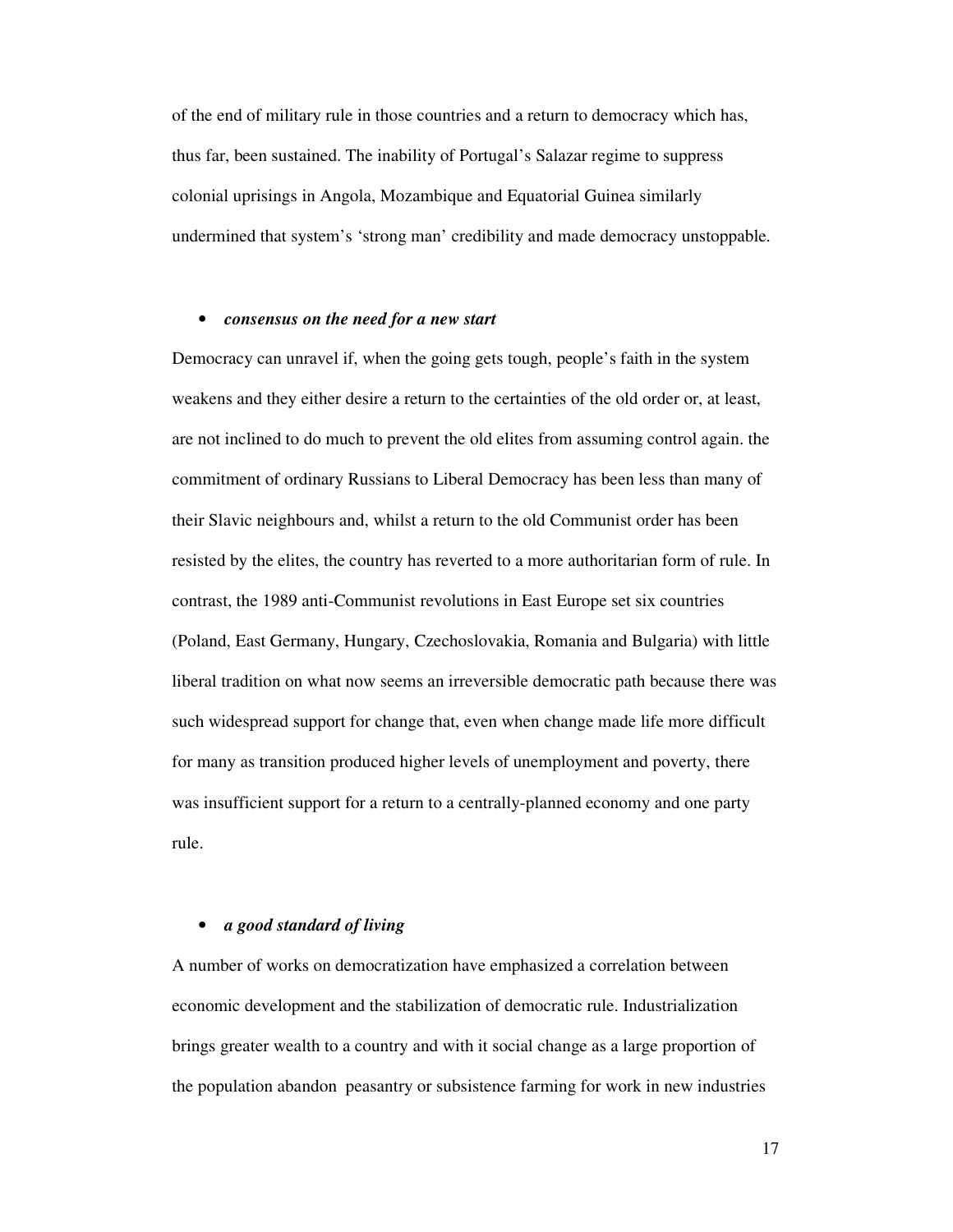of the end of military rule in those countries and a return to democracy which has, thus far, been sustained. The inability of Portugal's Salazar regime to suppress colonial uprisings in Angola, Mozambique and Equatorial Guinea similarly undermined that system's 'strong man' credibility and made democracy unstoppable.

- ***consensus on the need for a new start***

Democracy can unravel if, when the going gets tough, people's faith in the system weakens and they either desire a return to the certainties of the old order or, at least, are not inclined to do much to prevent the old elites from assuming control again. the commitment of ordinary Russians to Liberal Democracy has been less than many of their Slavic neighbours and, whilst a return to the old Communist order has been resisted by the elites, the country has reverted to a more authoritarian form of rule. In contrast, the 1989 anti-Communist revolutions in East Europe set six countries (Poland, East Germany, Hungary, Czechoslovakia, Romania and Bulgaria) with little liberal tradition on what now seems an irreversible democratic path because there was such widespread support for change that, even when change made life more difficult for many as transition produced higher levels of unemployment and poverty, there was insufficient support for a return to a centrally-planned economy and one party rule.

- ***a good standard of living***

A number of works on democratization have emphasized a correlation between economic development and the stabilization of democratic rule. Industrialization brings greater wealth to a country and with it social change as a large proportion of the population abandon peasantry or subsistence farming for work in new industries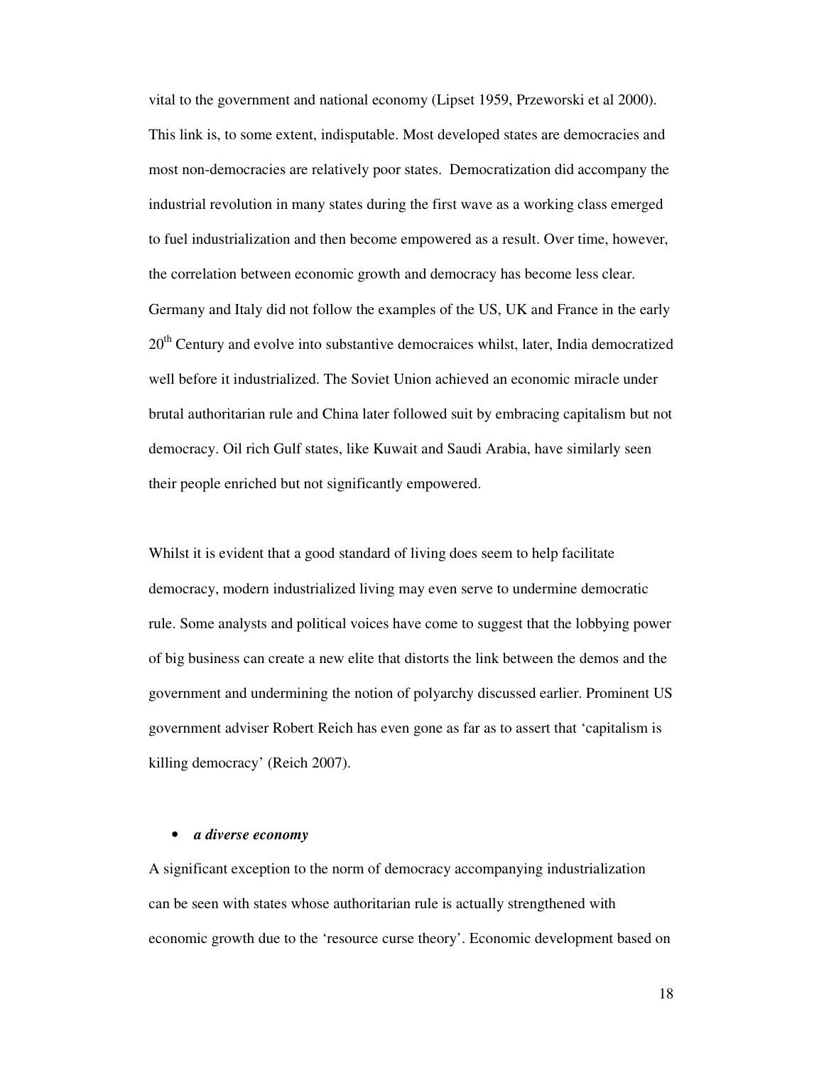vital to the government and national economy (Lipset 1959, Przeworski et al 2000). This link is, to some extent, indisputable. Most developed states are democracies and most non-democracies are relatively poor states. Democratization did accompany the industrial revolution in many states during the first wave as a working class emerged to fuel industrialization and then become empowered as a result. Over time, however, the correlation between economic growth and democracy has become less clear. Germany and Italy did not follow the examples of the US, UK and France in the early 20th Century and evolve into substantive democraices whilst, later, India democratized well before it industrialized. The Soviet Union achieved an economic miracle under brutal authoritarian rule and China later followed suit by embracing capitalism but not democracy. Oil rich Gulf states, like Kuwait and Saudi Arabia, have similarly seen their people enriched but not significantly empowered.

Whilst it is evident that a good standard of living does seem to help facilitate democracy, modern industrialized living may even serve to undermine democratic rule. Some analysts and political voices have come to suggest that the lobbying power of big business can create a new elite that distorts the link between the demos and the government and undermining the notion of polyarchy discussed earlier. Prominent US government adviser Robert Reich has even gone as far as to assert that 'capitalism is killing democracy' (Reich 2007).

- ***a diverse economy***

A significant exception to the norm of democracy accompanying industrialization can be seen with states whose authoritarian rule is actually strengthened with economic growth due to the 'resource curse theory'. Economic development based on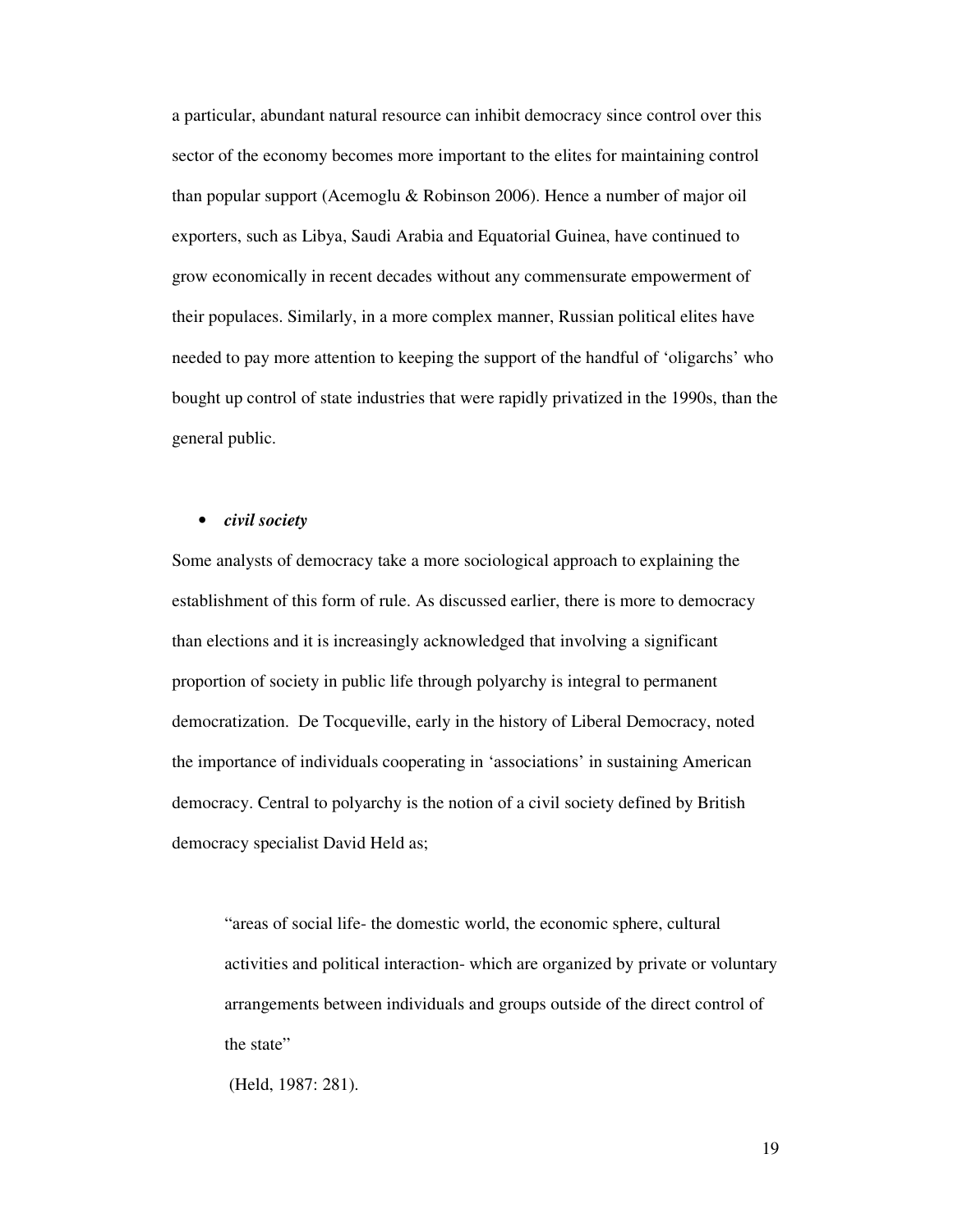a particular, abundant natural resource can inhibit democracy since control over this sector of the economy becomes more important to the elites for maintaining control than popular support (Acemoglu & Robinson 2006). Hence a number of major oil exporters, such as Libya, Saudi Arabia and Equatorial Guinea, have continued to grow economically in recent decades without any commensurate empowerment of their populaces. Similarly, in a more complex manner, Russian political elites have needed to pay more attention to keeping the support of the handful of 'oligarchs' who bought up control of state industries that were rapidly privatized in the 1990s, than the general public.

- ***civil society***

Some analysts of democracy take a more sociological approach to explaining the establishment of this form of rule. As discussed earlier, there is more to democracy than elections and it is increasingly acknowledged that involving a significant proportion of society in public life through polyarchy is integral to permanent democratization. De Tocqueville, early in the history of Liberal Democracy, noted the importance of individuals cooperating in 'associations' in sustaining American democracy. Central to polyarchy is the notion of a civil society defined by British democracy specialist David Held as;

> "areas of social life- the domestic world, the economic sphere, cultural activities and political interaction- which are organized by private or voluntary arrangements between individuals and groups outside of the direct control of the state"
>
> (Held, 1987: 281).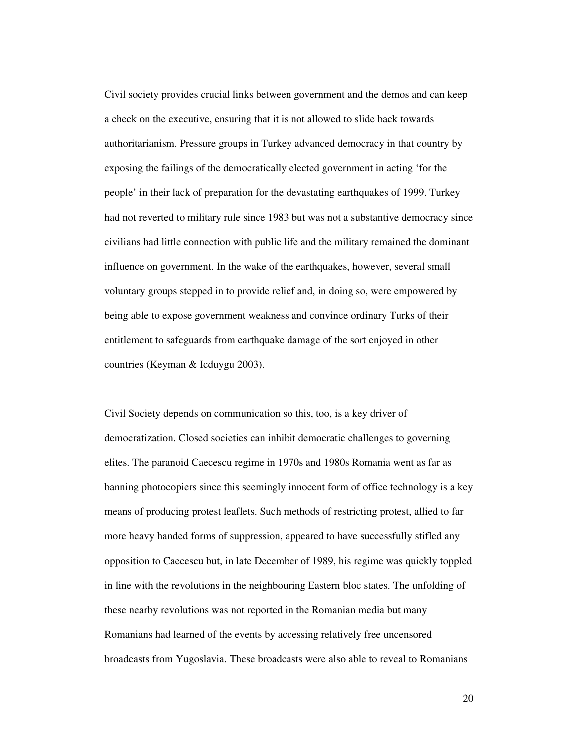Civil society provides crucial links between government and the demos and can keep a check on the executive, ensuring that it is not allowed to slide back towards authoritarianism. Pressure groups in Turkey advanced democracy in that country by exposing the failings of the democratically elected government in acting 'for the people' in their lack of preparation for the devastating earthquakes of 1999. Turkey had not reverted to military rule since 1983 but was not a substantive democracy since civilians had little connection with public life and the military remained the dominant influence on government. In the wake of the earthquakes, however, several small voluntary groups stepped in to provide relief and, in doing so, were empowered by being able to expose government weakness and convince ordinary Turks of their entitlement to safeguards from earthquake damage of the sort enjoyed in other countries (Keyman & Icduygu 2003).

Civil Society depends on communication so this, too, is a key driver of democratization. Closed societies can inhibit democratic challenges to governing elites. The paranoid Caecescu regime in 1970s and 1980s Romania went as far as banning photocopiers since this seemingly innocent form of office technology is a key means of producing protest leaflets. Such methods of restricting protest, allied to far more heavy handed forms of suppression, appeared to have successfully stifled any opposition to Caecescu but, in late December of 1989, his regime was quickly toppled in line with the revolutions in the neighbouring Eastern bloc states. The unfolding of these nearby revolutions was not reported in the Romanian media but many Romanians had learned of the events by accessing relatively free uncensored broadcasts from Yugoslavia. These broadcasts were also able to reveal to Romanians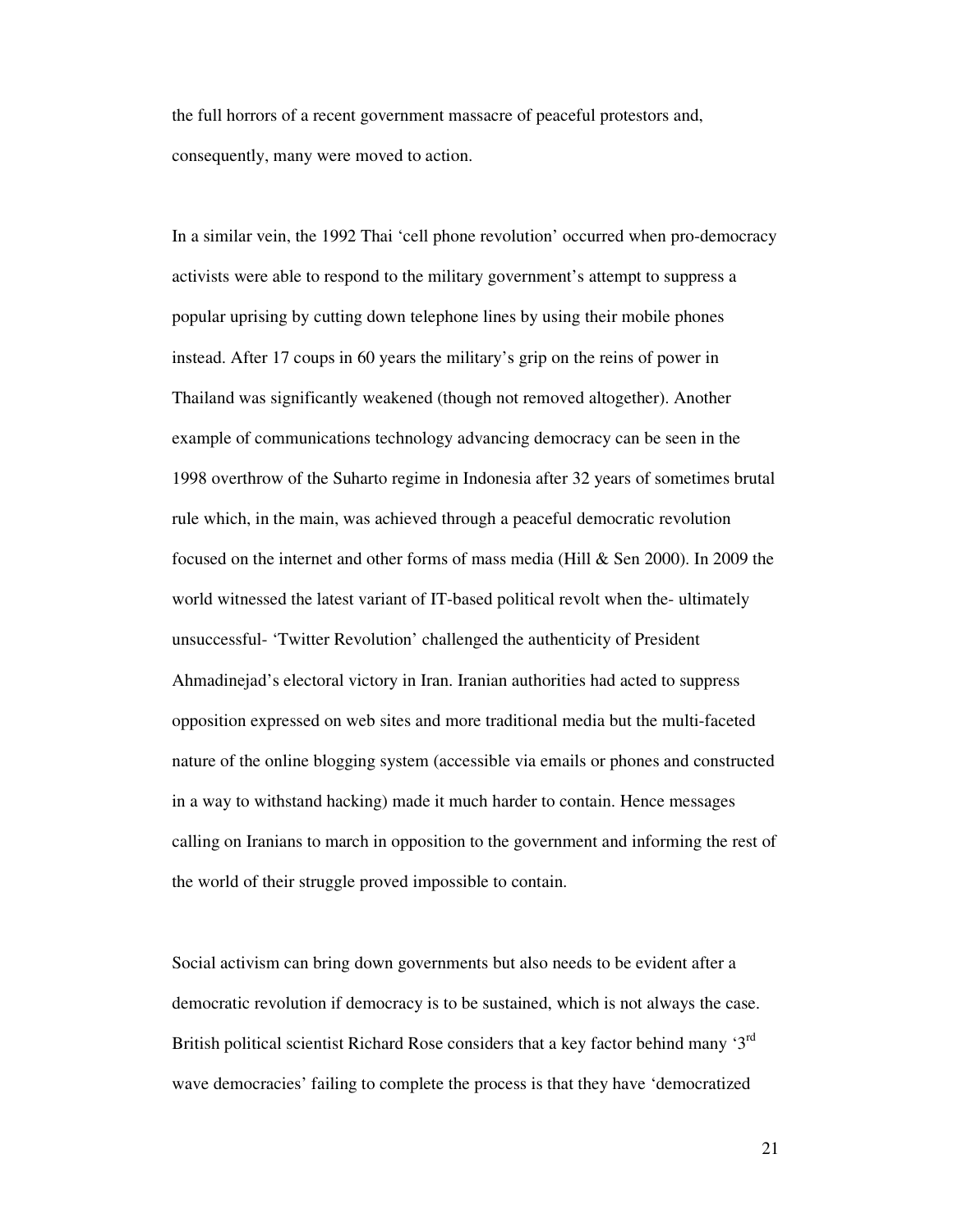the full horrors of a recent government massacre of peaceful protestors and, consequently, many were moved to action.

In a similar vein, the 1992 Thai 'cell phone revolution' occurred when pro-democracy activists were able to respond to the military government's attempt to suppress a popular uprising by cutting down telephone lines by using their mobile phones instead. After 17 coups in 60 years the military's grip on the reins of power in Thailand was significantly weakened (though not removed altogether). Another example of communications technology advancing democracy can be seen in the 1998 overthrow of the Suharto regime in Indonesia after 32 years of sometimes brutal rule which, in the main, was achieved through a peaceful democratic revolution focused on the internet and other forms of mass media (Hill & Sen 2000). In 2009 the world witnessed the latest variant of IT-based political revolt when the- ultimately unsuccessful- 'Twitter Revolution' challenged the authenticity of President Ahmadinejad's electoral victory in Iran. Iranian authorities had acted to suppress opposition expressed on web sites and more traditional media but the multi-faceted nature of the online blogging system (accessible via emails or phones and constructed in a way to withstand hacking) made it much harder to contain. Hence messages calling on Iranians to march in opposition to the government and informing the rest of the world of their struggle proved impossible to contain.

Social activism can bring down governments but also needs to be evident after a democratic revolution if democracy is to be sustained, which is not always the case. British political scientist Richard Rose considers that a key factor behind many '3rd wave democracies' failing to complete the process is that they have 'democratized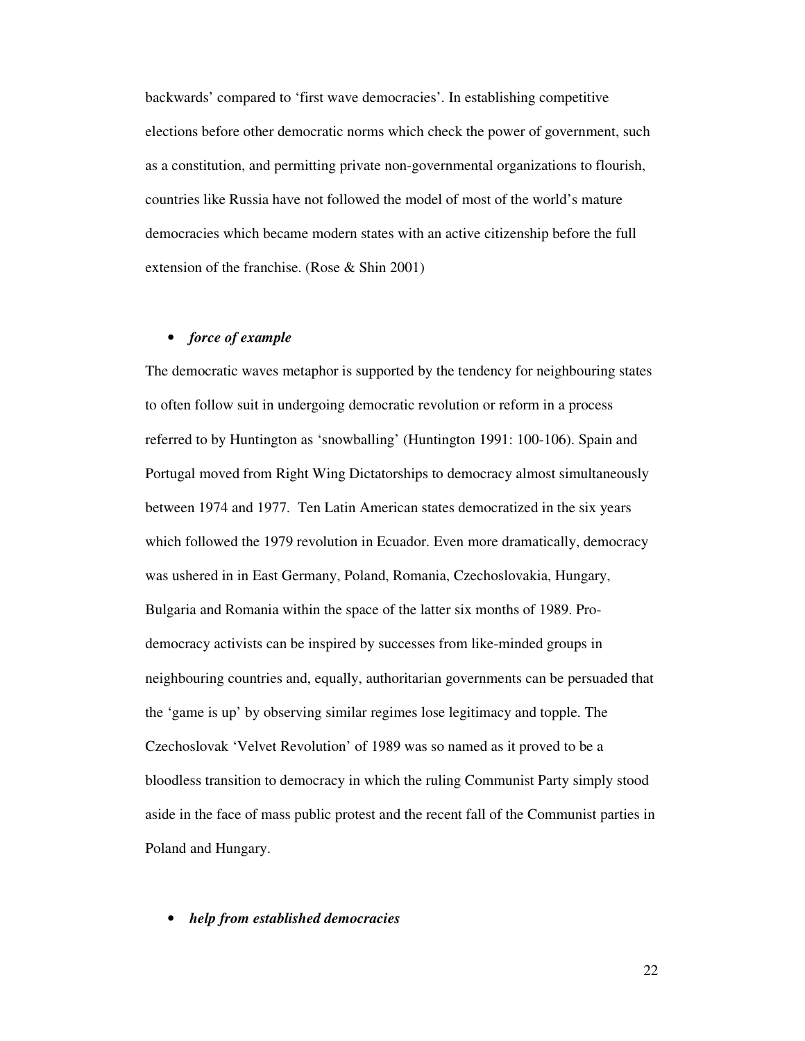backwards' compared to 'first wave democracies'. In establishing competitive elections before other democratic norms which check the power of government, such as a constitution, and permitting private non-governmental organizations to flourish, countries like Russia have not followed the model of most of the world's mature democracies which became modern states with an active citizenship before the full extension of the franchise. (Rose & Shin 2001)

- ***force of example***

The democratic waves metaphor is supported by the tendency for neighbouring states to often follow suit in undergoing democratic revolution or reform in a process referred to by Huntington as 'snowballing' (Huntington 1991: 100-106). Spain and Portugal moved from Right Wing Dictatorships to democracy almost simultaneously between 1974 and 1977. Ten Latin American states democratized in the six years which followed the 1979 revolution in Ecuador. Even more dramatically, democracy was ushered in in East Germany, Poland, Romania, Czechoslovakia, Hungary, Bulgaria and Romania within the space of the latter six months of 1989. Pro-democracy activists can be inspired by successes from like-minded groups in neighbouring countries and, equally, authoritarian governments can be persuaded that the 'game is up' by observing similar regimes lose legitimacy and topple. The Czechoslovak 'Velvet Revolution' of 1989 was so named as it proved to be a bloodless transition to democracy in which the ruling Communist Party simply stood aside in the face of mass public protest and the recent fall of the Communist parties in Poland and Hungary.

- ***help from established democracies***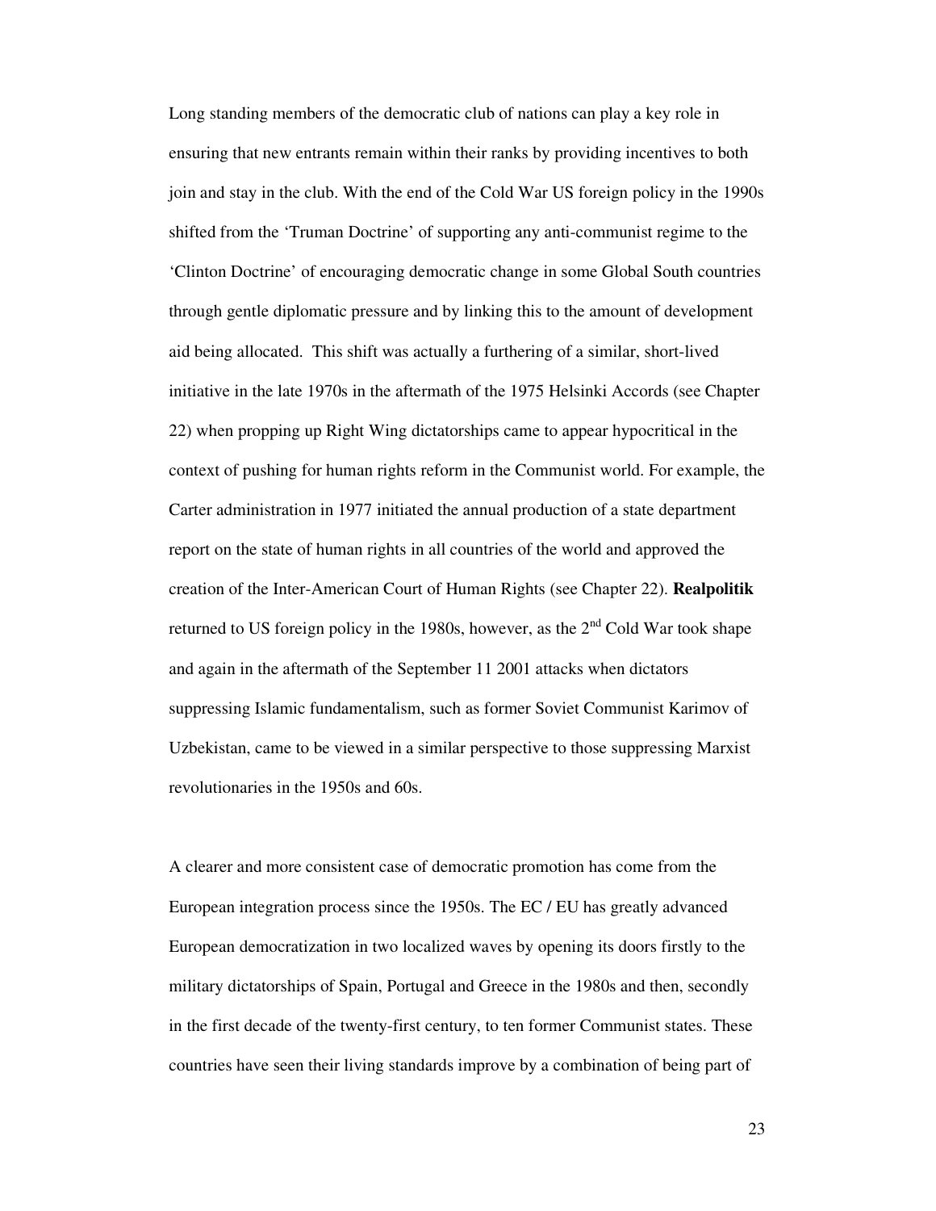Long standing members of the democratic club of nations can play a key role in ensuring that new entrants remain within their ranks by providing incentives to both join and stay in the club. With the end of the Cold War US foreign policy in the 1990s shifted from the 'Truman Doctrine' of supporting any anti-communist regime to the 'Clinton Doctrine' of encouraging democratic change in some Global South countries through gentle diplomatic pressure and by linking this to the amount of development aid being allocated. This shift was actually a furthering of a similar, short-lived initiative in the late 1970s in the aftermath of the 1975 Helsinki Accords (see Chapter 22) when propping up Right Wing dictatorships came to appear hypocritical in the context of pushing for human rights reform in the Communist world. For example, the Carter administration in 1977 initiated the annual production of a state department report on the state of human rights in all countries of the world and approved the creation of the Inter-American Court of Human Rights (see Chapter 22). **Realpolitik** returned to US foreign policy in the 1980s, however, as the 2nd Cold War took shape and again in the aftermath of the September 11 2001 attacks when dictators suppressing Islamic fundamentalism, such as former Soviet Communist Karimov of Uzbekistan, came to be viewed in a similar perspective to those suppressing Marxist revolutionaries in the 1950s and 60s.

A clearer and more consistent case of democratic promotion has come from the European integration process since the 1950s. The EC / EU has greatly advanced European democratization in two localized waves by opening its doors firstly to the military dictatorships of Spain, Portugal and Greece in the 1980s and then, secondly in the first decade of the twenty-first century, to ten former Communist states. These countries have seen their living standards improve by a combination of being part of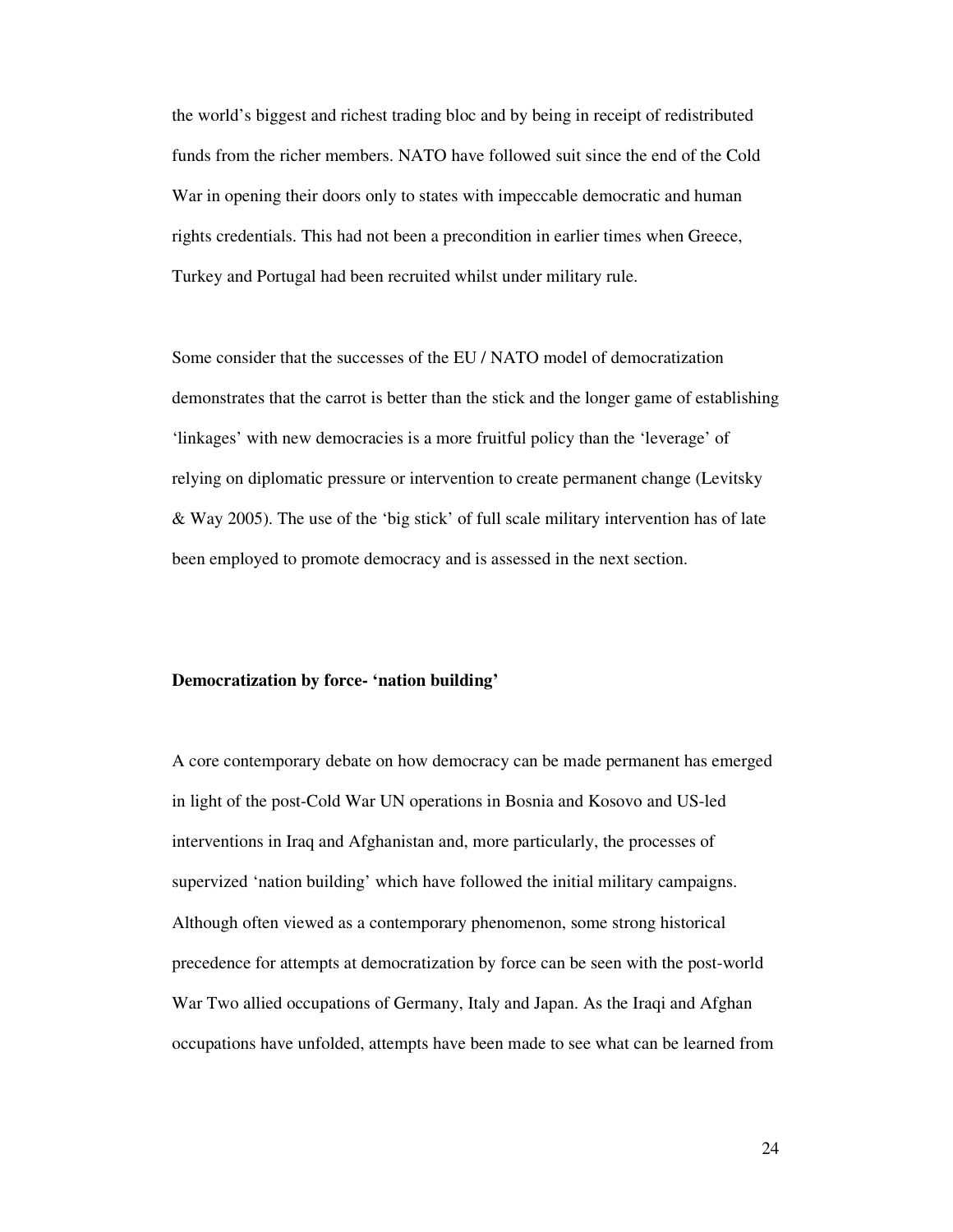the world's biggest and richest trading bloc and by being in receipt of redistributed funds from the richer members. NATO have followed suit since the end of the Cold War in opening their doors only to states with impeccable democratic and human rights credentials. This had not been a precondition in earlier times when Greece, Turkey and Portugal had been recruited whilst under military rule.

Some consider that the successes of the EU / NATO model of democratization demonstrates that the carrot is better than the stick and the longer game of establishing 'linkages' with new democracies is a more fruitful policy than the 'leverage' of relying on diplomatic pressure or intervention to create permanent change (Levitsky & Way 2005). The use of the 'big stick' of full scale military intervention has of late been employed to promote democracy and is assessed in the next section.

**Democratization by force- 'nation building'**

A core contemporary debate on how democracy can be made permanent has emerged in light of the post-Cold War UN operations in Bosnia and Kosovo and US-led interventions in Iraq and Afghanistan and, more particularly, the processes of supervized 'nation building' which have followed the initial military campaigns. Although often viewed as a contemporary phenomenon, some strong historical precedence for attempts at democratization by force can be seen with the post-world War Two allied occupations of Germany, Italy and Japan. As the Iraqi and Afghan occupations have unfolded, attempts have been made to see what can be learned from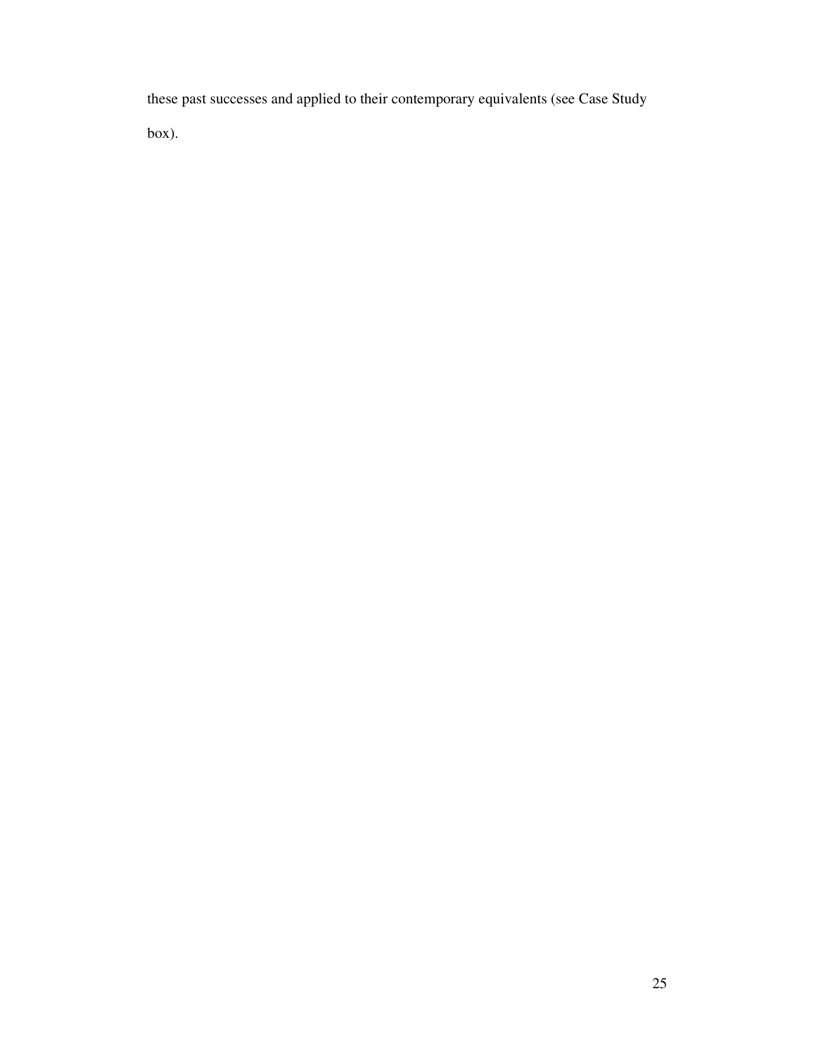these past successes and applied to their contemporary equivalents (see Case Study box).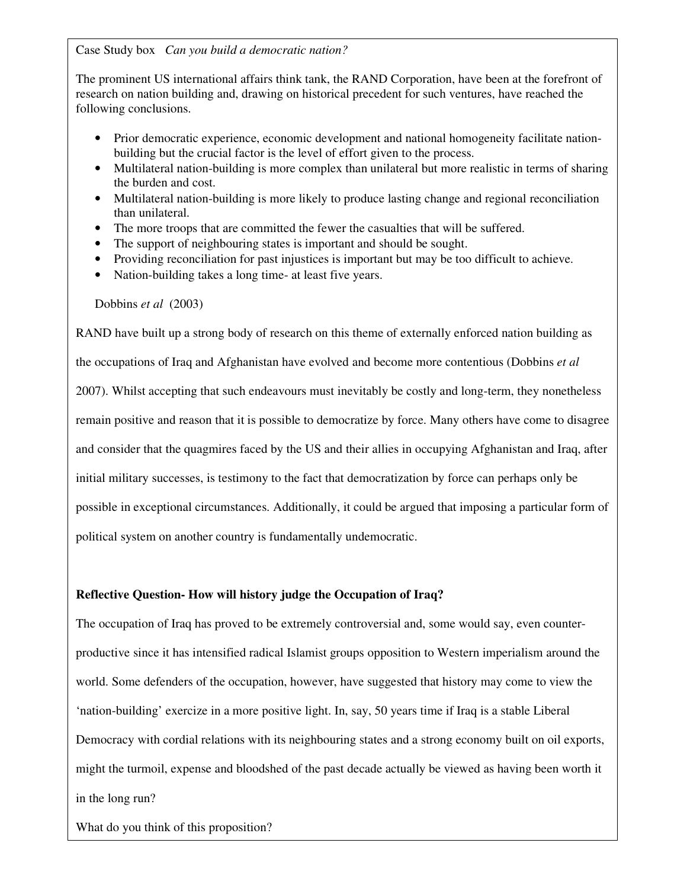Case Study box *Can you build a democratic nation?*

The prominent US international affairs think tank, the RAND Corporation, have been at the forefront of research on nation building and, drawing on historical precedent for such ventures, have reached the following conclusions.

- Prior democratic experience, economic development and national homogeneity facilitate nation-building but the crucial factor is the level of effort given to the process.
- Multilateral nation-building is more complex than unilateral but more realistic in terms of sharing the burden and cost.
- Multilateral nation-building is more likely to produce lasting change and regional reconciliation than unilateral.
- The more troops that are committed the fewer the casualties that will be suffered.
- The support of neighbouring states is important and should be sought.
- Providing reconciliation for past injustices is important but may be too difficult to achieve.
- Nation-building takes a long time- at least five years.

Dobbins *et al* (2003)

RAND have built up a strong body of research on this theme of externally enforced nation building as the occupations of Iraq and Afghanistan have evolved and become more contentious (Dobbins *et al* 2007). Whilst accepting that such endeavours must inevitably be costly and long-term, they nonetheless remain positive and reason that it is possible to democratize by force. Many others have come to disagree and consider that the quagmires faced by the US and their allies in occupying Afghanistan and Iraq, after initial military successes, is testimony to the fact that democratization by force can perhaps only be possible in exceptional circumstances. Additionally, it could be argued that imposing a particular form of political system on another country is fundamentally undemocratic.

**Reflective Question- How will history judge the Occupation of Iraq?**

The occupation of Iraq has proved to be extremely controversial and, some would say, even counter-productive since it has intensified radical Islamist groups opposition to Western imperialism around the world. Some defenders of the occupation, however, have suggested that history may come to view the 'nation-building' exercize in a more positive light. In, say, 50 years time if Iraq is a stable Liberal Democracy with cordial relations with its neighbouring states and a strong economy built on oil exports, might the turmoil, expense and bloodshed of the past decade actually be viewed as having been worth it in the long run?

What do you think of this proposition?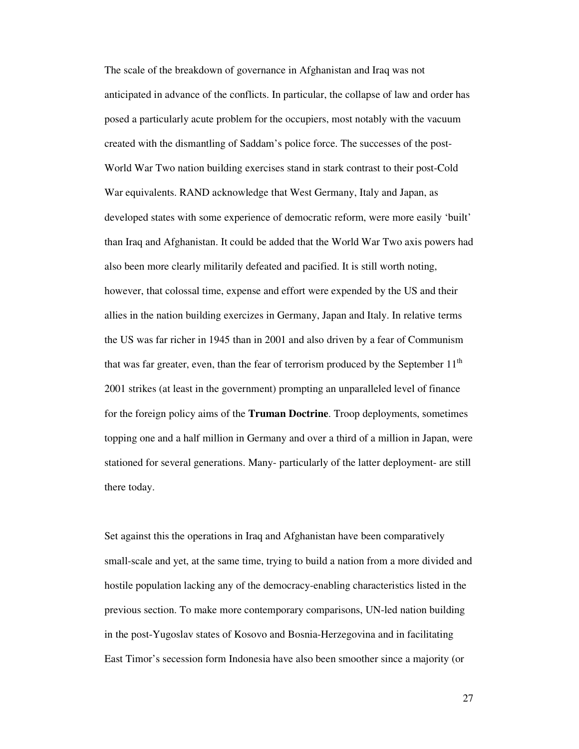The scale of the breakdown of governance in Afghanistan and Iraq was not anticipated in advance of the conflicts. In particular, the collapse of law and order has posed a particularly acute problem for the occupiers, most notably with the vacuum created with the dismantling of Saddam's police force. The successes of the post-World War Two nation building exercises stand in stark contrast to their post-Cold War equivalents. RAND acknowledge that West Germany, Italy and Japan, as developed states with some experience of democratic reform, were more easily 'built' than Iraq and Afghanistan. It could be added that the World War Two axis powers had also been more clearly militarily defeated and pacified. It is still worth noting, however, that colossal time, expense and effort were expended by the US and their allies in the nation building exercizes in Germany, Japan and Italy. In relative terms the US was far richer in 1945 than in 2001 and also driven by a fear of Communism that was far greater, even, than the fear of terrorism produced by the September 11th 2001 strikes (at least in the government) prompting an unparalleled level of finance for the foreign policy aims of the **Truman Doctrine**. Troop deployments, sometimes topping one and a half million in Germany and over a third of a million in Japan, were stationed for several generations. Many- particularly of the latter deployment- are still there today.

Set against this the operations in Iraq and Afghanistan have been comparatively small-scale and yet, at the same time, trying to build a nation from a more divided and hostile population lacking any of the democracy-enabling characteristics listed in the previous section. To make more contemporary comparisons, UN-led nation building in the post-Yugoslav states of Kosovo and Bosnia-Herzegovina and in facilitating East Timor's secession form Indonesia have also been smoother since a majority (or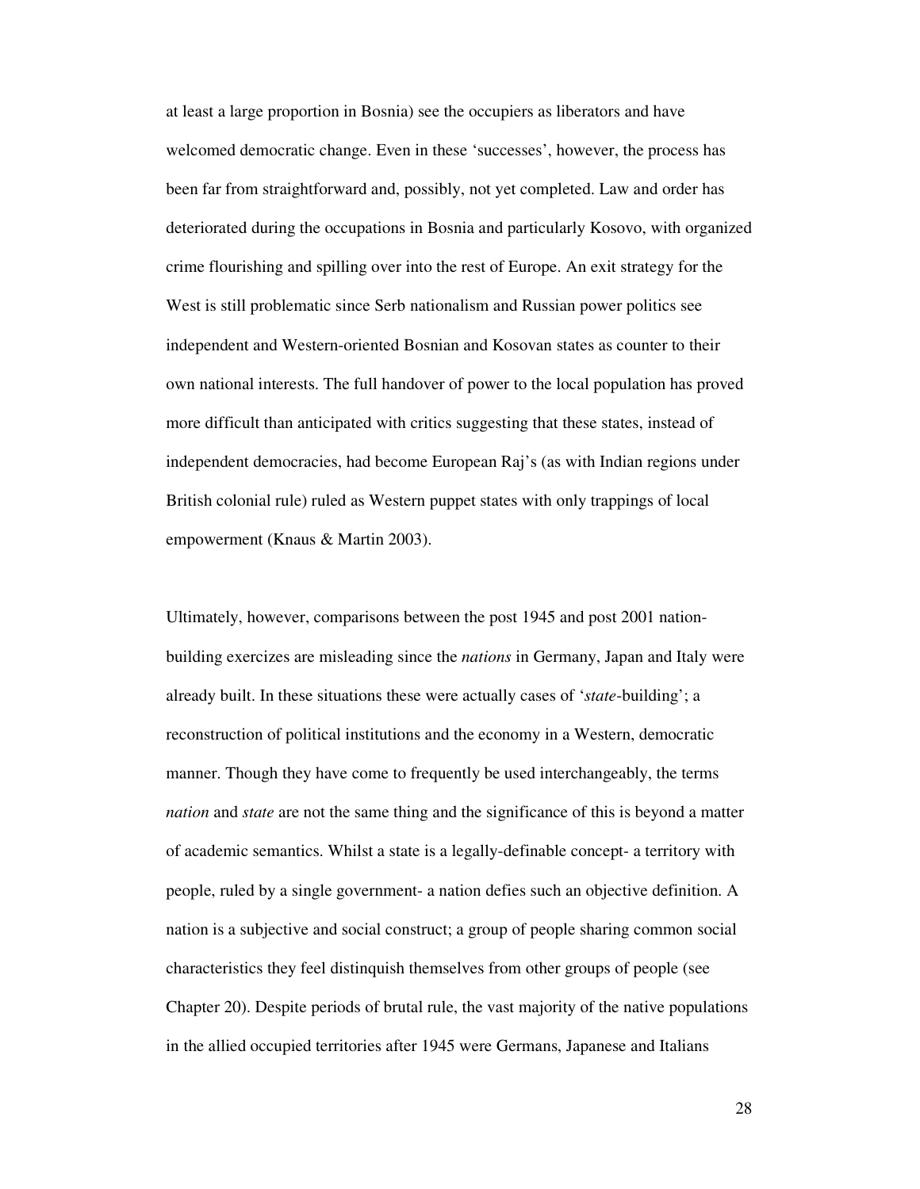at least a large proportion in Bosnia) see the occupiers as liberators and have welcomed democratic change. Even in these 'successes', however, the process has been far from straightforward and, possibly, not yet completed. Law and order has deteriorated during the occupations in Bosnia and particularly Kosovo, with organized crime flourishing and spilling over into the rest of Europe. An exit strategy for the West is still problematic since Serb nationalism and Russian power politics see independent and Western-oriented Bosnian and Kosovan states as counter to their own national interests. The full handover of power to the local population has proved more difficult than anticipated with critics suggesting that these states, instead of independent democracies, had become European Raj's (as with Indian regions under British colonial rule) ruled as Western puppet states with only trappings of local empowerment (Knaus & Martin 2003).

Ultimately, however, comparisons between the post 1945 and post 2001 nation-building exercizes are misleading since the *nations* in Germany, Japan and Italy were already built. In these situations these were actually cases of '*state*-building'; a reconstruction of political institutions and the economy in a Western, democratic manner. Though they have come to frequently be used interchangeably, the terms *nation* and *state* are not the same thing and the significance of this is beyond a matter of academic semantics. Whilst a state is a legally-definable concept- a territory with people, ruled by a single government- a nation defies such an objective definition. A nation is a subjective and social construct; a group of people sharing common social characteristics they feel distinquish themselves from other groups of people (see Chapter 20). Despite periods of brutal rule, the vast majority of the native populations in the allied occupied territories after 1945 were Germans, Japanese and Italians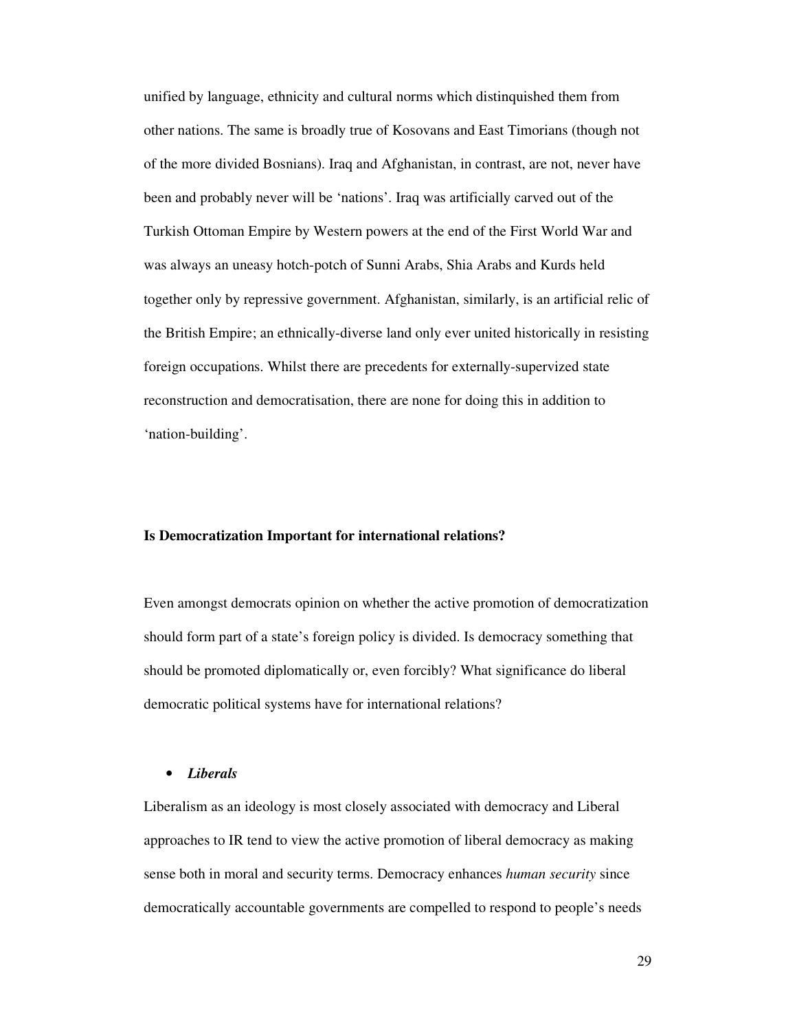unified by language, ethnicity and cultural norms which distinquished them from other nations. The same is broadly true of Kosovans and East Timorians (though not of the more divided Bosnians). Iraq and Afghanistan, in contrast, are not, never have been and probably never will be 'nations'. Iraq was artificially carved out of the Turkish Ottoman Empire by Western powers at the end of the First World War and was always an uneasy hotch-potch of Sunni Arabs, Shia Arabs and Kurds held together only by repressive government. Afghanistan, similarly, is an artificial relic of the British Empire; an ethnically-diverse land only ever united historically in resisting foreign occupations. Whilst there are precedents for externally-supervized state reconstruction and democratisation, there are none for doing this in addition to 'nation-building'.

**Is Democratization Important for international relations?**

Even amongst democrats opinion on whether the active promotion of democratization should form part of a state's foreign policy is divided. Is democracy something that should be promoted diplomatically or, even forcibly? What significance do liberal democratic political systems have for international relations?

- ***Liberals***

Liberalism as an ideology is most closely associated with democracy and Liberal approaches to IR tend to view the active promotion of liberal democracy as making sense both in moral and security terms. Democracy enhances *human security* since democratically accountable governments are compelled to respond to people's needs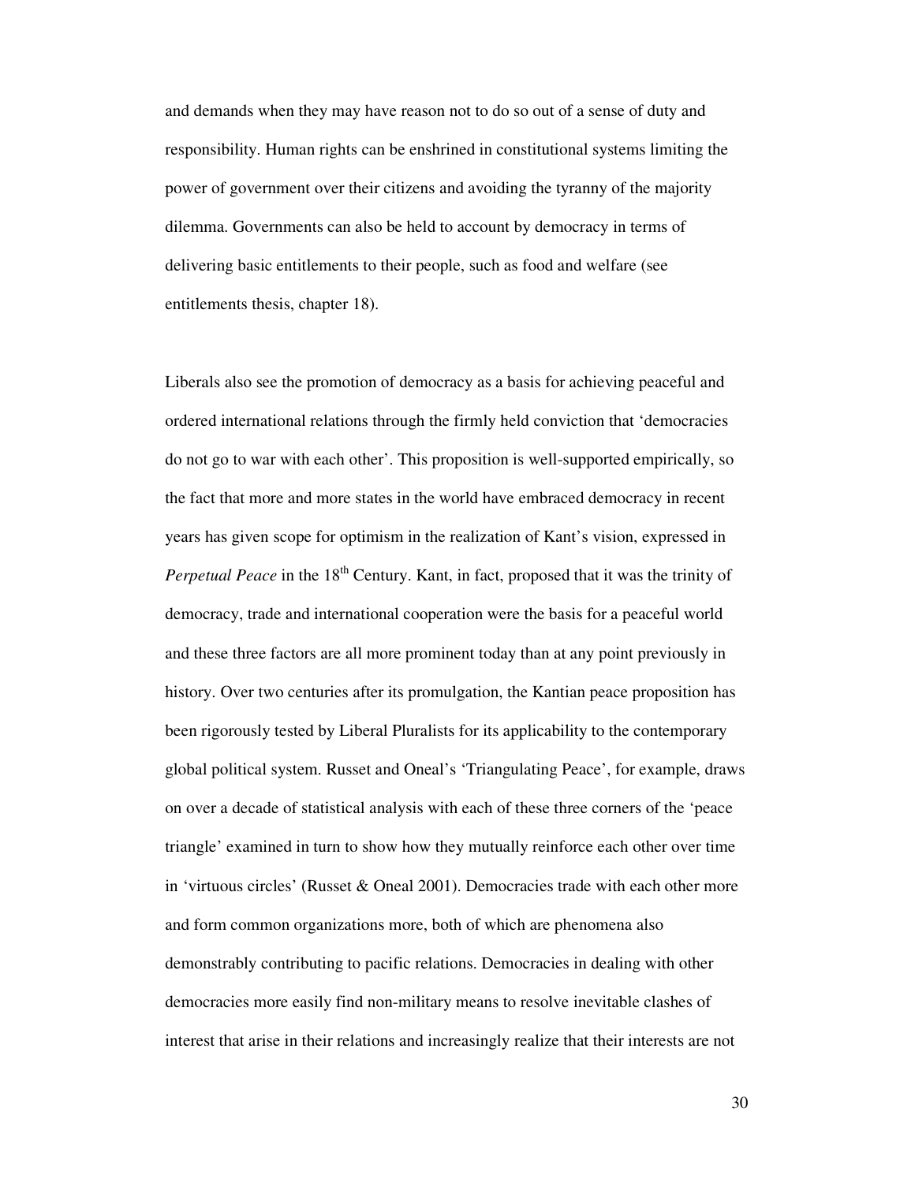and demands when they may have reason not to do so out of a sense of duty and responsibility. Human rights can be enshrined in constitutional systems limiting the power of government over their citizens and avoiding the tyranny of the majority dilemma. Governments can also be held to account by democracy in terms of delivering basic entitlements to their people, such as food and welfare (see entitlements thesis, chapter 18).

Liberals also see the promotion of democracy as a basis for achieving peaceful and ordered international relations through the firmly held conviction that 'democracies do not go to war with each other'. This proposition is well-supported empirically, so the fact that more and more states in the world have embraced democracy in recent years has given scope for optimism in the realization of Kant's vision, expressed in *Perpetual Peace* in the 18th Century. Kant, in fact, proposed that it was the trinity of democracy, trade and international cooperation were the basis for a peaceful world and these three factors are all more prominent today than at any point previously in history. Over two centuries after its promulgation, the Kantian peace proposition has been rigorously tested by Liberal Pluralists for its applicability to the contemporary global political system. Russet and Oneal's 'Triangulating Peace', for example, draws on over a decade of statistical analysis with each of these three corners of the 'peace triangle' examined in turn to show how they mutually reinforce each other over time in 'virtuous circles' (Russet & Oneal 2001). Democracies trade with each other more and form common organizations more, both of which are phenomena also demonstrably contributing to pacific relations. Democracies in dealing with other democracies more easily find non-military means to resolve inevitable clashes of interest that arise in their relations and increasingly realize that their interests are not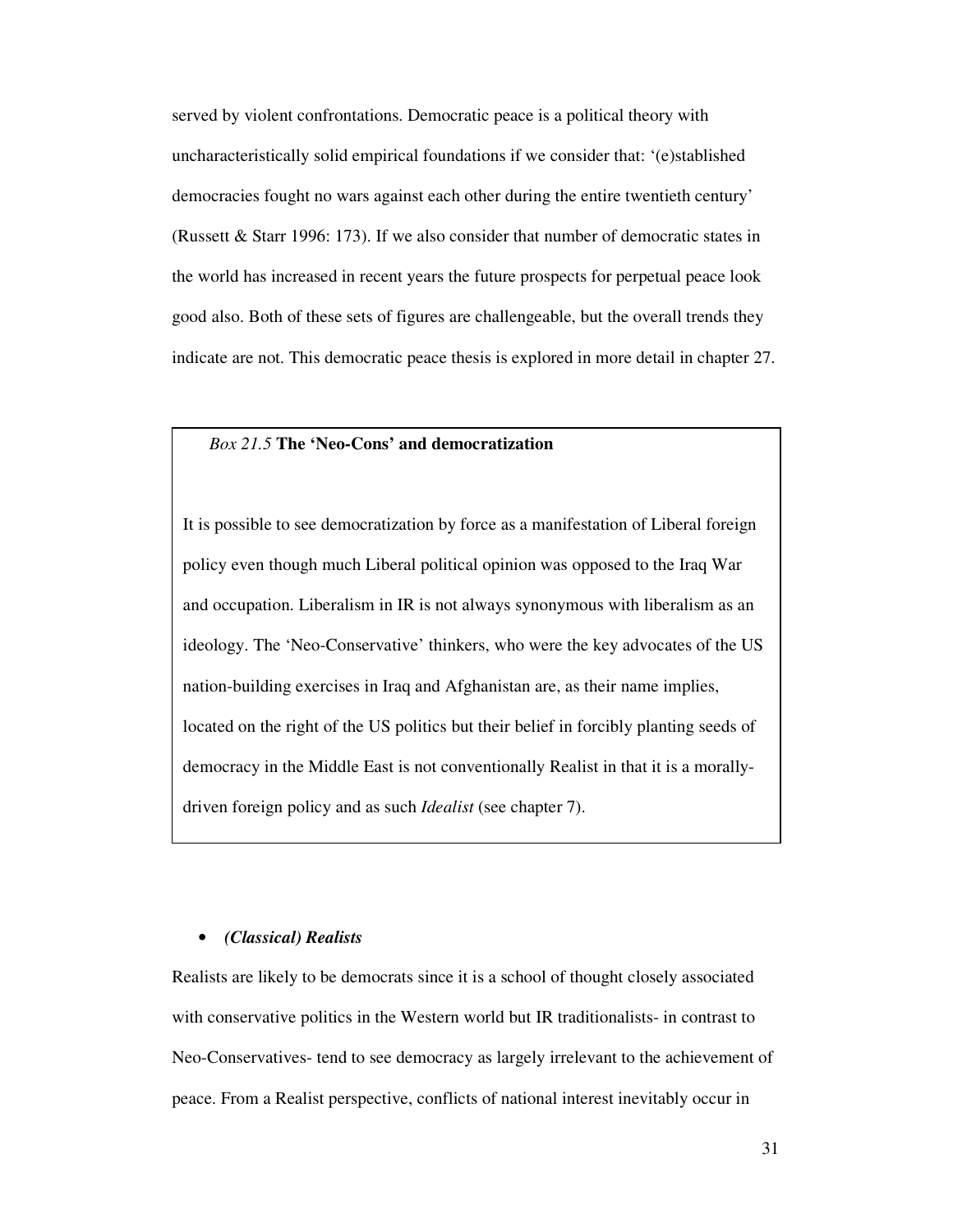served by violent confrontations. Democratic peace is a political theory with uncharacteristically solid empirical foundations if we consider that: '(e)stablished democracies fought no wars against each other during the entire twentieth century' (Russett & Starr 1996: 173). If we also consider that number of democratic states in the world has increased in recent years the future prospects for perpetual peace look good also. Both of these sets of figures are challengeable, but the overall trends they indicate are not. This democratic peace thesis is explored in more detail in chapter 27.

> *Box 21.5* **The 'Neo-Cons' and democratization**
>
> It is possible to see democratization by force as a manifestation of Liberal foreign policy even though much Liberal political opinion was opposed to the Iraq War and occupation. Liberalism in IR is not always synonymous with liberalism as an ideology. The 'Neo-Conservative' thinkers, who were the key advocates of the US nation-building exercises in Iraq and Afghanistan are, as their name implies, located on the right of the US politics but their belief in forcibly planting seeds of democracy in the Middle East is not conventionally Realist in that it is a morally-driven foreign policy and as such *Idealist* (see chapter 7).

- ***(Classical) Realists***

Realists are likely to be democrats since it is a school of thought closely associated with conservative politics in the Western world but IR traditionalists- in contrast to Neo-Conservatives- tend to see democracy as largely irrelevant to the achievement of peace. From a Realist perspective, conflicts of national interest inevitably occur in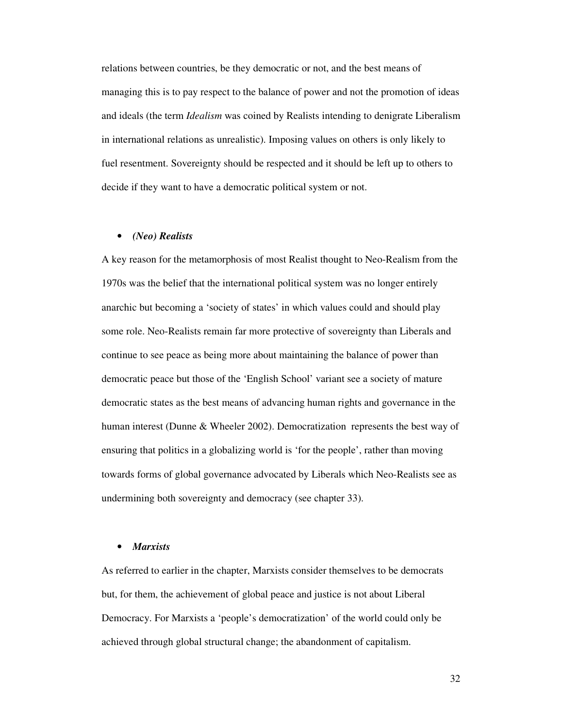relations between countries, be they democratic or not, and the best means of managing this is to pay respect to the balance of power and not the promotion of ideas and ideals (the term *Idealism* was coined by Realists intending to denigrate Liberalism in international relations as unrealistic). Imposing values on others is only likely to fuel resentment. Sovereignty should be respected and it should be left up to others to decide if they want to have a democratic political system or not.

- ***(Neo) Realists***

A key reason for the metamorphosis of most Realist thought to Neo-Realism from the 1970s was the belief that the international political system was no longer entirely anarchic but becoming a 'society of states' in which values could and should play some role. Neo-Realists remain far more protective of sovereignty than Liberals and continue to see peace as being more about maintaining the balance of power than democratic peace but those of the 'English School' variant see a society of mature democratic states as the best means of advancing human rights and governance in the human interest (Dunne & Wheeler 2002). Democratization represents the best way of ensuring that politics in a globalizing world is 'for the people', rather than moving towards forms of global governance advocated by Liberals which Neo-Realists see as undermining both sovereignty and democracy (see chapter 33).

- ***Marxists***

As referred to earlier in the chapter, Marxists consider themselves to be democrats but, for them, the achievement of global peace and justice is not about Liberal Democracy. For Marxists a 'people's democratization' of the world could only be achieved through global structural change; the abandonment of capitalism.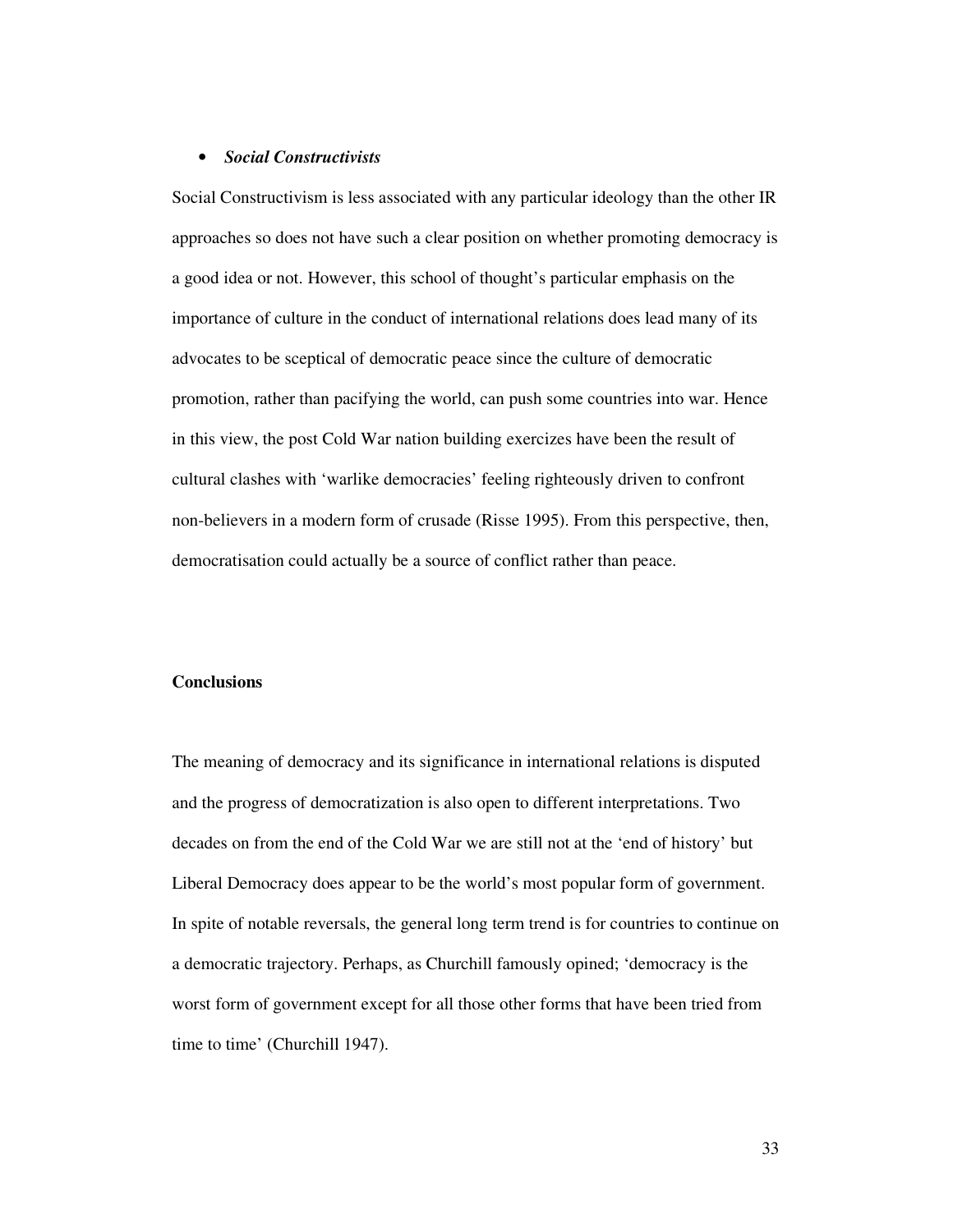- ***Social Constructivists***

Social Constructivism is less associated with any particular ideology than the other IR approaches so does not have such a clear position on whether promoting democracy is a good idea or not. However, this school of thought's particular emphasis on the importance of culture in the conduct of international relations does lead many of its advocates to be sceptical of democratic peace since the culture of democratic promotion, rather than pacifying the world, can push some countries into war. Hence in this view, the post Cold War nation building exercizes have been the result of cultural clashes with 'warlike democracies' feeling righteously driven to confront non-believers in a modern form of crusade (Risse 1995). From this perspective, then, democratisation could actually be a source of conflict rather than peace.

**Conclusions**

The meaning of democracy and its significance in international relations is disputed and the progress of democratization is also open to different interpretations. Two decades on from the end of the Cold War we are still not at the 'end of history' but Liberal Democracy does appear to be the world's most popular form of government. In spite of notable reversals, the general long term trend is for countries to continue on a democratic trajectory. Perhaps, as Churchill famously opined; 'democracy is the worst form of government except for all those other forms that have been tried from time to time' (Churchill 1947).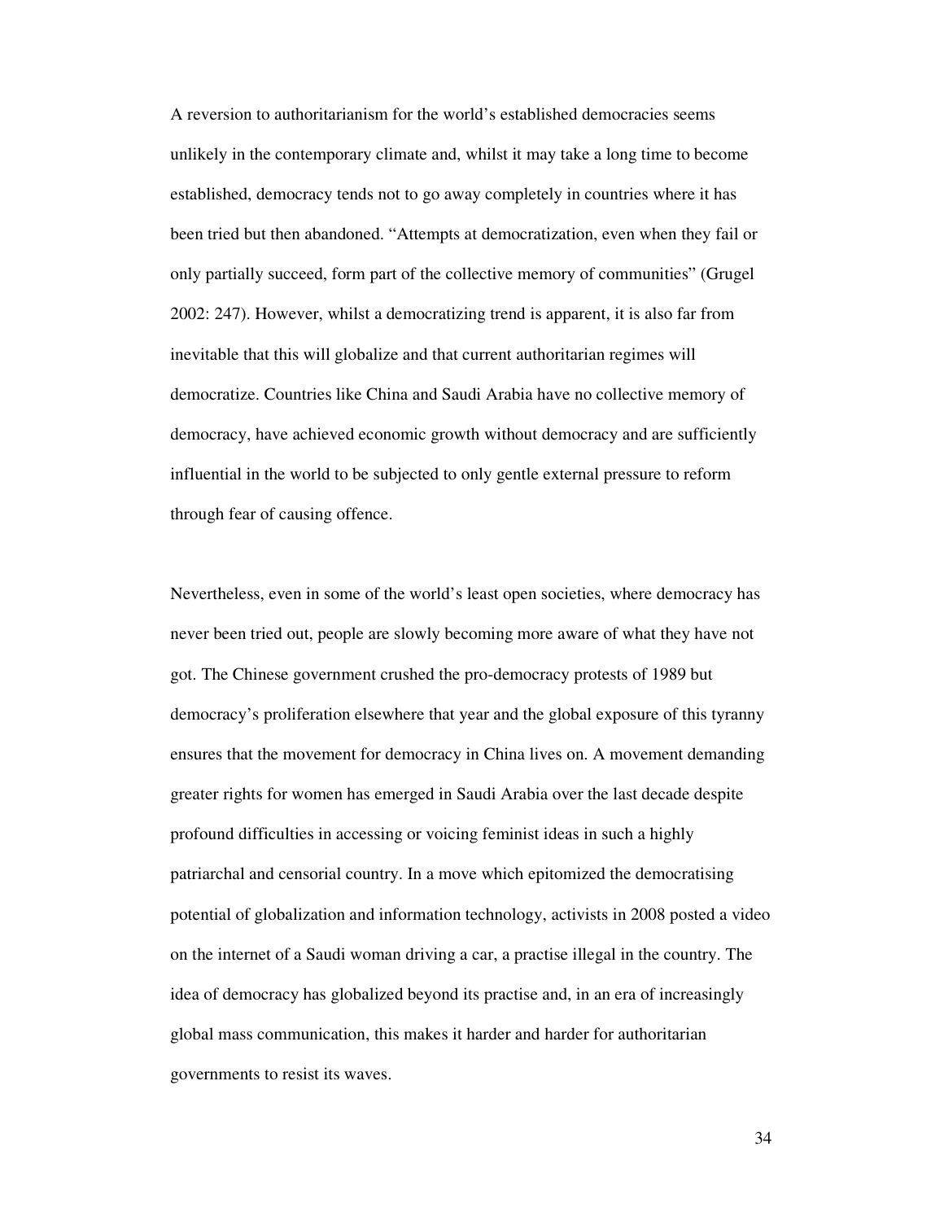A reversion to authoritarianism for the world's established democracies seems unlikely in the contemporary climate and, whilst it may take a long time to become established, democracy tends not to go away completely in countries where it has been tried but then abandoned. "Attempts at democratization, even when they fail or only partially succeed, form part of the collective memory of communities" (Grugel 2002: 247). However, whilst a democratizing trend is apparent, it is also far from inevitable that this will globalize and that current authoritarian regimes will democratize. Countries like China and Saudi Arabia have no collective memory of democracy, have achieved economic growth without democracy and are sufficiently influential in the world to be subjected to only gentle external pressure to reform through fear of causing offence.

Nevertheless, even in some of the world's least open societies, where democracy has never been tried out, people are slowly becoming more aware of what they have not got. The Chinese government crushed the pro-democracy protests of 1989 but democracy's proliferation elsewhere that year and the global exposure of this tyranny ensures that the movement for democracy in China lives on. A movement demanding greater rights for women has emerged in Saudi Arabia over the last decade despite profound difficulties in accessing or voicing feminist ideas in such a highly patriarchal and censorial country. In a move which epitomized the democratising potential of globalization and information technology, activists in 2008 posted a video on the internet of a Saudi woman driving a car, a practise illegal in the country. The idea of democracy has globalized beyond its practise and, in an era of increasingly global mass communication, this makes it harder and harder for authoritarian governments to resist its waves.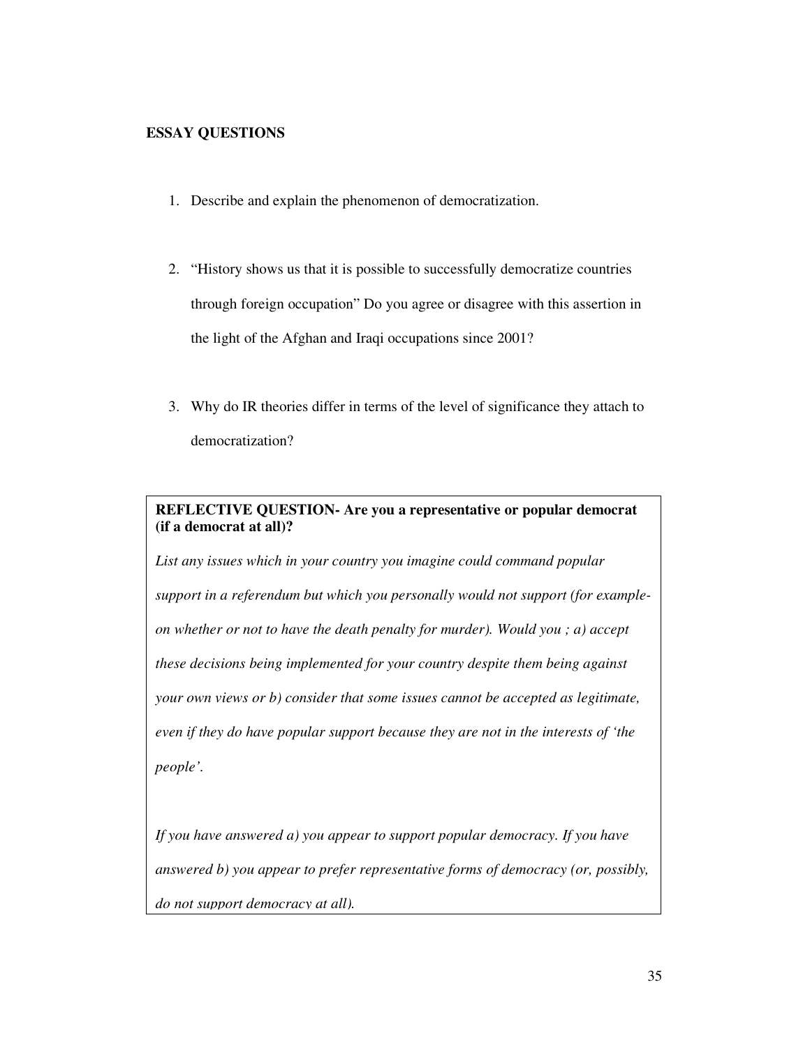**ESSAY QUESTIONS**

1. Describe and explain the phenomenon of democratization.

2. "History shows us that it is possible to successfully democratize countries through foreign occupation" Do you agree or disagree with this assertion in the light of the Afghan and Iraqi occupations since 2001?

3. Why do IR theories differ in terms of the level of significance they attach to democratization?

**REFLECTIVE QUESTION- Are you a representative or popular democrat (if a democrat at all)?**

*List any issues which in your country you imagine could command popular support in a referendum but which you personally would not support (for example- on whether or not to have the death penalty for murder). Would you ; a) accept these decisions being implemented for your country despite them being against your own views or b) consider that some issues cannot be accepted as legitimate, even if they do have popular support because they are not in the interests of 'the people'.*

*If you have answered a) you appear to support popular democracy. If you have answered b) you appear to prefer representative forms of democracy (or, possibly, do not support democracy at all).*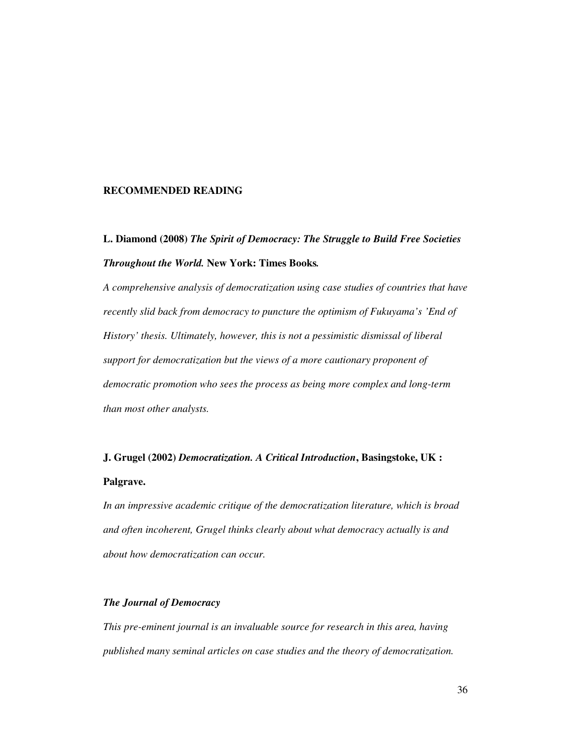## RECOMMENDED READING

**L. Diamond (2008)** ***The Spirit of Democracy: The Struggle to Build Free Societies Throughout the World.*** **New York: Times Books*.***

*A comprehensive analysis of democratization using case studies of countries that have recently slid back from democracy to puncture the optimism of Fukuyama's 'End of History' thesis. Ultimately, however, this is not a pessimistic dismissal of liberal support for democratization but the views of a more cautionary proponent of democratic promotion who sees the process as being more complex and long-term than most other analysts.*

**J. Grugel (2002)** ***Democratization. A Critical Introduction*****, Basingstoke, UK : Palgrave.**

*In an impressive academic critique of the democratization literature, which is broad and often incoherent, Grugel thinks clearly about what democracy actually is and about how democratization can occur.*

***The Journal of Democracy***

*This pre-eminent journal is an invaluable source for research in this area, having published many seminal articles on case studies and the theory of democratization.*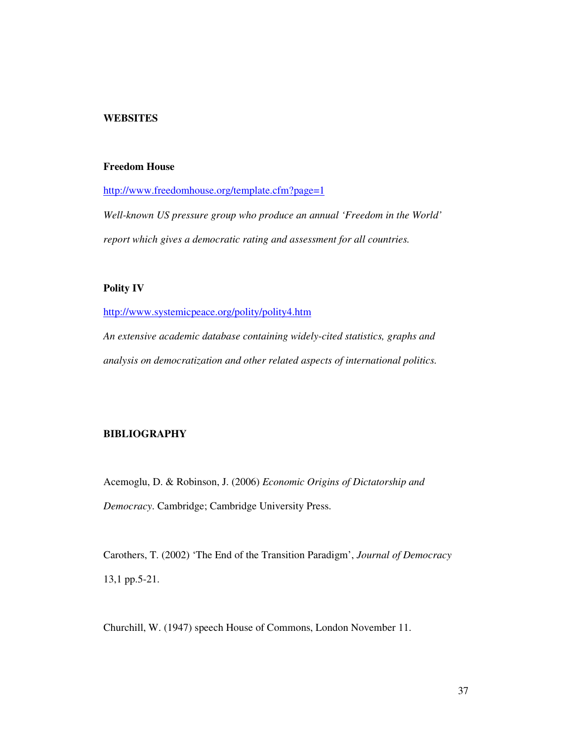## WEBSITES

### Freedom House

http://www.freedomhouse.org/template.cfm?page=1

*Well-known US pressure group who produce an annual 'Freedom in the World' report which gives a democratic rating and assessment for all countries.*

### Polity IV

http://www.systemicpeace.org/polity/polity4.htm

*An extensive academic database containing widely-cited statistics, graphs and analysis on democratization and other related aspects of international politics.*

## BIBLIOGRAPHY

Acemoglu, D. & Robinson, J. (2006) *Economic Origins of Dictatorship and Democracy*. Cambridge; Cambridge University Press.

Carothers, T. (2002) 'The End of the Transition Paradigm', *Journal of Democracy* 13,1 pp.5-21.

Churchill, W. (1947) speech House of Commons, London November 11.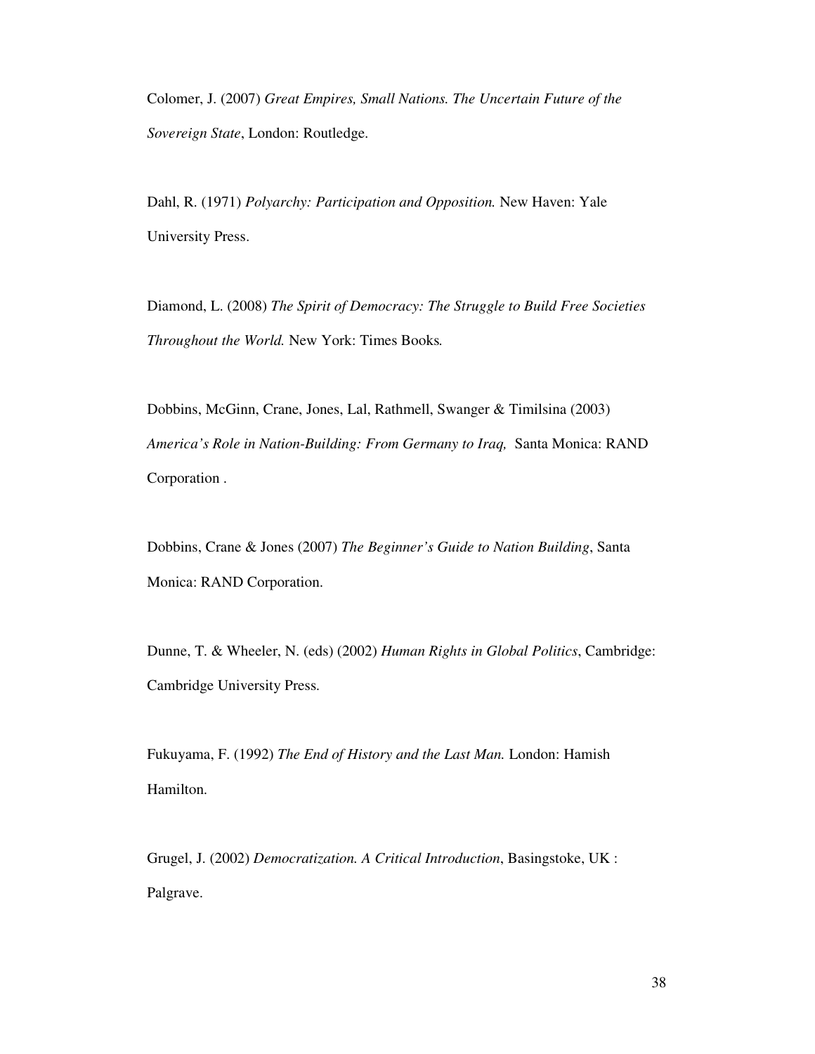Colomer, J. (2007) *Great Empires, Small Nations. The Uncertain Future of the Sovereign State*, London: Routledge.

Dahl, R. (1971) *Polyarchy: Participation and Opposition.* New Haven: Yale University Press.

Diamond, L. (2008) *The Spirit of Democracy: The Struggle to Build Free Societies Throughout the World.* New York: Times Books*.*

Dobbins, McGinn, Crane, Jones, Lal, Rathmell, Swanger & Timilsina (2003) *America's Role in Nation-Building: From Germany to Iraq,* Santa Monica: RAND Corporation .

Dobbins, Crane & Jones (2007) *The Beginner's Guide to Nation Building*, Santa Monica: RAND Corporation.

Dunne, T. & Wheeler, N. (eds) (2002) *Human Rights in Global Politics*, Cambridge: Cambridge University Press.

Fukuyama, F. (1992) *The End of History and the Last Man.* London: Hamish Hamilton.

Grugel, J. (2002) *Democratization. A Critical Introduction*, Basingstoke, UK : Palgrave.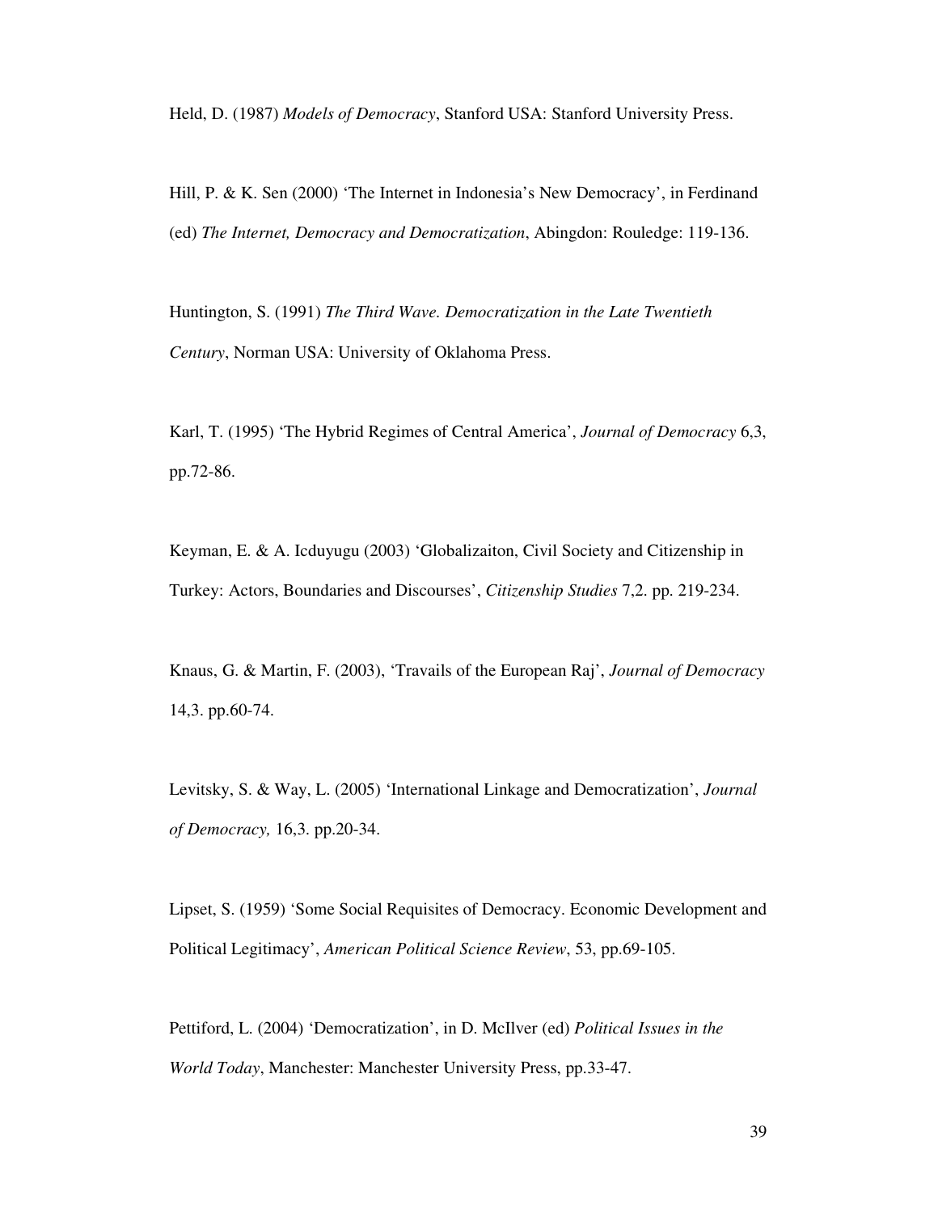Held, D. (1987) *Models of Democracy*, Stanford USA: Stanford University Press.

Hill, P. & K. Sen (2000) 'The Internet in Indonesia's New Democracy', in Ferdinand (ed) *The Internet, Democracy and Democratization*, Abingdon: Rouledge: 119-136.

Huntington, S. (1991) *The Third Wave. Democratization in the Late Twentieth Century*, Norman USA: University of Oklahoma Press.

Karl, T. (1995) 'The Hybrid Regimes of Central America', *Journal of Democracy* 6,3, pp.72-86.

Keyman, E. & A. Icduyugu (2003) 'Globalizaiton, Civil Society and Citizenship in Turkey: Actors, Boundaries and Discourses', *Citizenship Studies* 7,2. pp. 219-234.

Knaus, G. & Martin, F. (2003), 'Travails of the European Raj', *Journal of Democracy* 14,3. pp.60-74.

Levitsky, S. & Way, L. (2005) 'International Linkage and Democratization', *Journal of Democracy,* 16,3. pp.20-34.

Lipset, S. (1959) 'Some Social Requisites of Democracy. Economic Development and Political Legitimacy', *American Political Science Review*, 53, pp.69-105.

Pettiford, L. (2004) 'Democratization', in D. McIlver (ed) *Political Issues in the World Today*, Manchester: Manchester University Press, pp.33-47.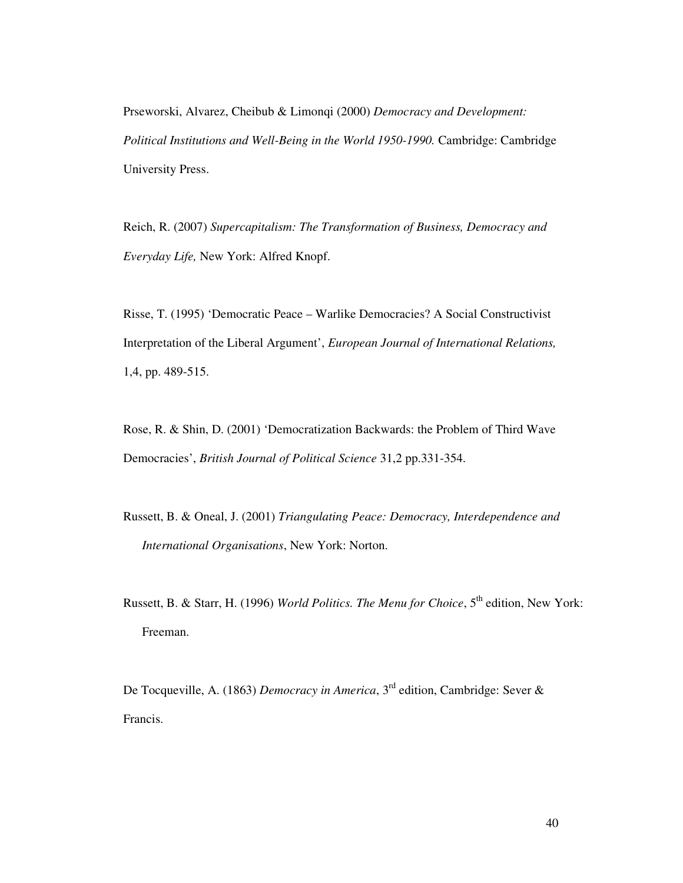Prseworski, Alvarez, Cheibub & Limonqi (2000) *Democracy and Development: Political Institutions and Well-Being in the World 1950-1990.* Cambridge: Cambridge University Press.

Reich, R. (2007) *Supercapitalism: The Transformation of Business, Democracy and Everyday Life,* New York: Alfred Knopf.

Risse, T. (1995) 'Democratic Peace – Warlike Democracies? A Social Constructivist Interpretation of the Liberal Argument', *European Journal of International Relations,* 1,4, pp. 489-515.

Rose, R. & Shin, D. (2001) 'Democratization Backwards: the Problem of Third Wave Democracies', *British Journal of Political Science* 31,2 pp.331-354.

Russett, B. & Oneal, J. (2001) *Triangulating Peace: Democracy, Interdependence and International Organisations*, New York: Norton.

Russett, B. & Starr, H. (1996) *World Politics. The Menu for Choice*, 5th edition, New York: Freeman.

De Tocqueville, A. (1863) *Democracy in America*, 3rd edition, Cambridge: Sever & Francis.